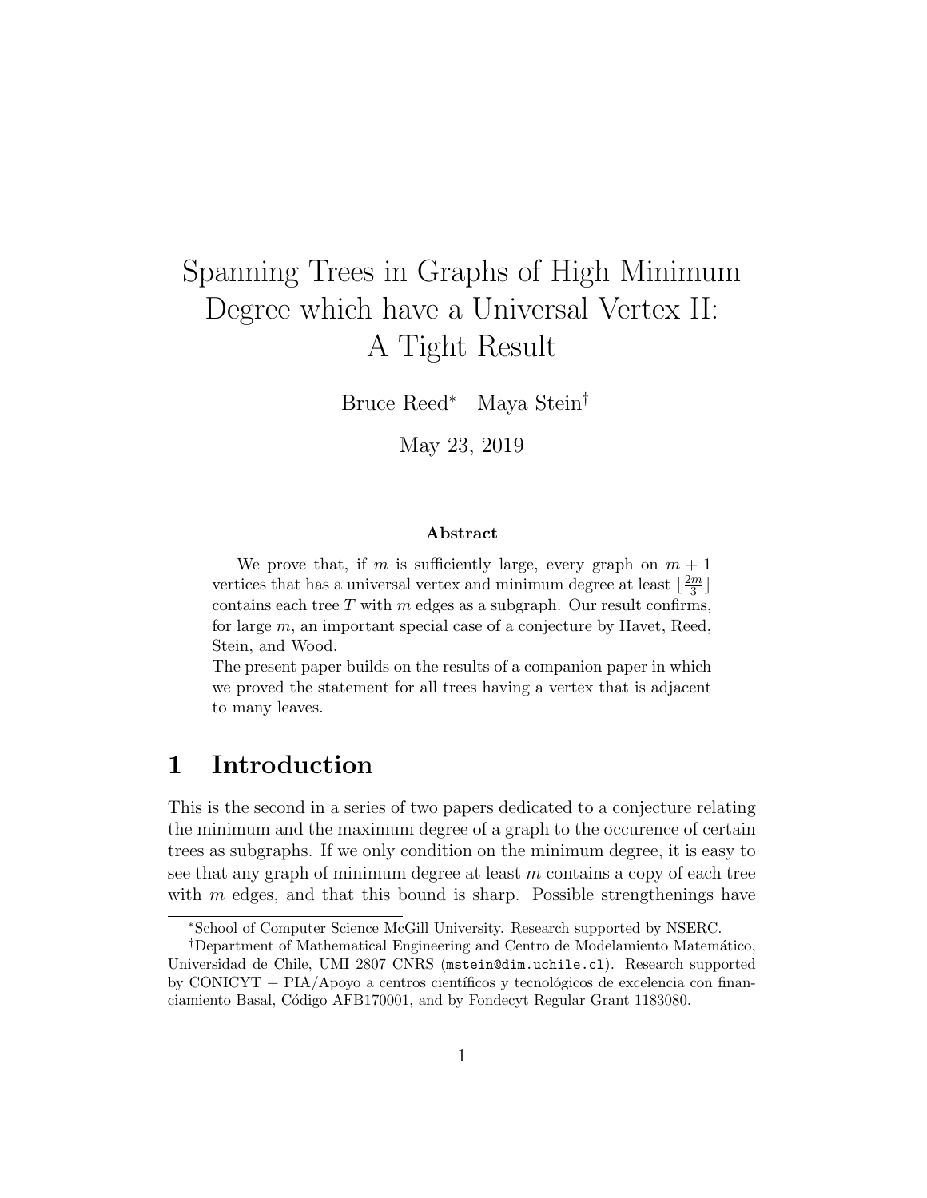# Spanning Trees in Graphs of High Minimum Degree which have a Universal Vertex II: A Tight Result

Bruce Reed* Maya Stein†

May 23, 2019

**Abstract**

We prove that, if $m$ is sufficiently large, every graph on $m+1$ vertices that has a universal vertex and minimum degree at least $\lfloor \frac{2m}{3} \rfloor$ contains each tree $T$ with $m$ edges as a subgraph. Our result confirms, for large $m$, an important special case of a conjecture by Havet, Reed, Stein, and Wood.

The present paper builds on the results of a companion paper in which we proved the statement for all trees having a vertex that is adjacent to many leaves.

## 1 Introduction

This is the second in a series of two papers dedicated to a conjecture relating the minimum and the maximum degree of a graph to the occurence of certain trees as subgraphs. If we only condition on the minimum degree, it is easy to see that any graph of minimum degree at least $m$ contains a copy of each tree with $m$ edges, and that this bound is sharp. Possible strengthenings have

---

*School of Computer Science McGill University. Research supported by NSERC.

†Department of Mathematical Engineering and Centro de Modelamiento Matemático, Universidad de Chile, UMI 2807 CNRS (mstein@dim.uchile.cl). Research supported by CONICYT + PIA/Apoyo a centros científicos y tecnológicos de excelencia con financiamiento Basal, Código AFB170001, and by Fondecyt Regular Grant 1183080.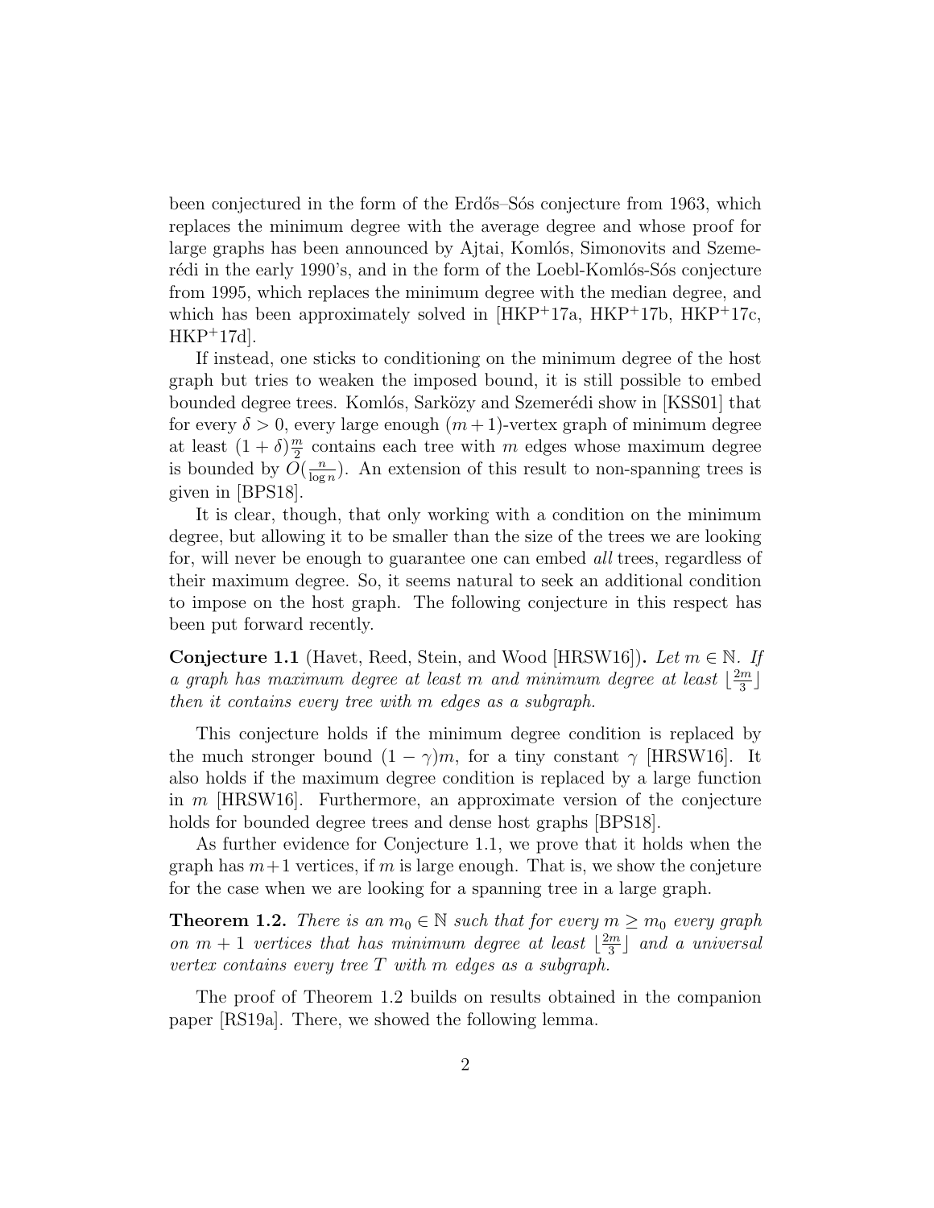been conjectured in the form of the Erdős–Sós conjecture from 1963, which replaces the minimum degree with the average degree and whose proof for large graphs has been announced by Ajtai, Komlós, Simonovits and Szemerédi in the early 1990's, and in the form of the Loebl-Komlós-Sós conjecture from 1995, which replaces the minimum degree with the median degree, and which has been approximately solved in [HKP$^+$17a, HKP$^+$17b, HKP$^+$17c, HKP$^+$17d].

If instead, one sticks to conditioning on the minimum degree of the host graph but tries to weaken the imposed bound, it is still possible to embed bounded degree trees. Komlós, Sarközy and Szemerédi show in [KSS01] that for every $\delta > 0$, every large enough $(m+1)$-vertex graph of minimum degree at least $(1+\delta)\frac{m}{2}$ contains each tree with $m$ edges whose maximum degree is bounded by $O(\frac{n}{\log n})$. An extension of this result to non-spanning trees is given in [BPS18].

It is clear, though, that only working with a condition on the minimum degree, but allowing it to be smaller than the size of the trees we are looking for, will never be enough to guarantee one can embed *all* trees, regardless of their maximum degree. So, it seems natural to seek an additional condition to impose on the host graph. The following conjecture in this respect has been put forward recently.

**Conjecture 1.1** (Havet, Reed, Stein, and Wood [HRSW16]). *Let $m \in \mathbb{N}$. If a graph has maximum degree at least $m$ and minimum degree at least $\lfloor \frac{2m}{3} \rfloor$ then it contains every tree with $m$ edges as a subgraph.*

This conjecture holds if the minimum degree condition is replaced by the much stronger bound $(1-\gamma)m$, for a tiny constant $\gamma$ [HRSW16]. It also holds if the maximum degree condition is replaced by a large function in $m$ [HRSW16]. Furthermore, an approximate version of the conjecture holds for bounded degree trees and dense host graphs [BPS18].

As further evidence for Conjecture 1.1, we prove that it holds when the graph has $m+1$ vertices, if $m$ is large enough. That is, we show the conjeture for the case when we are looking for a spanning tree in a large graph.

**Theorem 1.2.** *There is an $m_0 \in \mathbb{N}$ such that for every $m \geq m_0$ every graph on $m+1$ vertices that has minimum degree at least $\lfloor \frac{2m}{3} \rfloor$ and a universal vertex contains every tree $T$ with $m$ edges as a subgraph.*

The proof of Theorem 1.2 builds on results obtained in the companion paper [RS19a]. There, we showed the following lemma.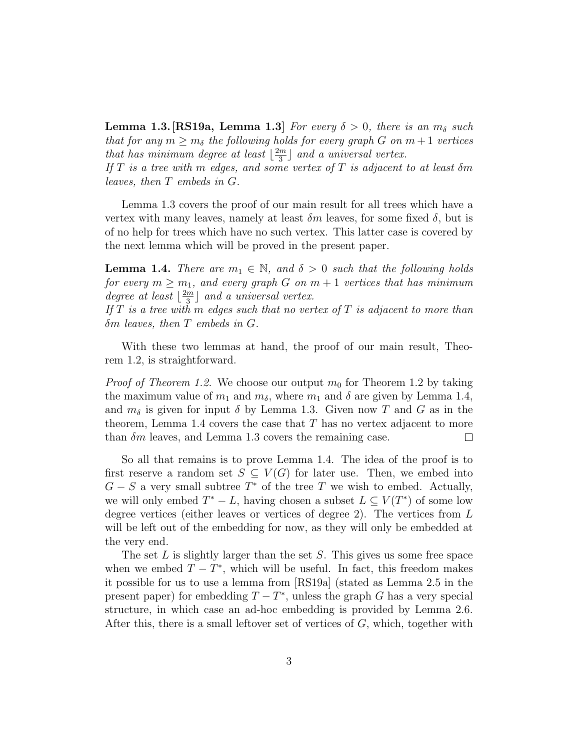**Lemma 1.3. [RS19a, Lemma 1.3]** *For every $\delta > 0$, there is an $m_\delta$ such that for any $m \geq m_\delta$ the following holds for every graph $G$ on $m+1$ vertices that has minimum degree at least $\lfloor \frac{2m}{3} \rfloor$ and a universal vertex.*
*If $T$ is a tree with $m$ edges, and some vertex of $T$ is adjacent to at least $\delta m$ leaves, then $T$ embeds in $G$.*

Lemma 1.3 covers the proof of our main result for all trees which have a vertex with many leaves, namely at least $\delta m$ leaves, for some fixed $\delta$, but is of no help for trees which have no such vertex. This latter case is covered by the next lemma which will be proved in the present paper.

**Lemma 1.4.** *There are $m_1 \in \mathbb{N}$, and $\delta > 0$ such that the following holds for every $m \geq m_1$, and every graph $G$ on $m+1$ vertices that has minimum degree at least $\lfloor \frac{2m}{3} \rfloor$ and a universal vertex.*
*If $T$ is a tree with $m$ edges such that no vertex of $T$ is adjacent to more than $\delta m$ leaves, then $T$ embeds in $G$.*

With these two lemmas at hand, the proof of our main result, Theorem 1.2, is straightforward.

*Proof of Theorem 1.2.* We choose our output $m_0$ for Theorem 1.2 by taking the maximum value of $m_1$ and $m_\delta$, where $m_1$ and $\delta$ are given by Lemma 1.4, and $m_\delta$ is given for input $\delta$ by Lemma 1.3. Given now $T$ and $G$ as in the theorem, Lemma 1.4 covers the case that $T$ has no vertex adjacent to more than $\delta m$ leaves, and Lemma 1.3 covers the remaining case. □

So all that remains is to prove Lemma 1.4. The idea of the proof is to first reserve a random set $S \subseteq V(G)$ for later use. Then, we embed into $G - S$ a very small subtree $T^*$ of the tree $T$ we wish to embed. Actually, we will only embed $T^* - L$, having chosen a subset $L \subseteq V(T^*)$ of some low degree vertices (either leaves or vertices of degree 2). The vertices from $L$ will be left out of the embedding for now, as they will only be embedded at the very end.

The set $L$ is slightly larger than the set $S$. This gives us some free space when we embed $T - T^*$, which will be useful. In fact, this freedom makes it possible for us to use a lemma from [RS19a] (stated as Lemma 2.5 in the present paper) for embedding $T - T^*$, unless the graph $G$ has a very special structure, in which case an ad-hoc embedding is provided by Lemma 2.6. After this, there is a small leftover set of vertices of $G$, which, together with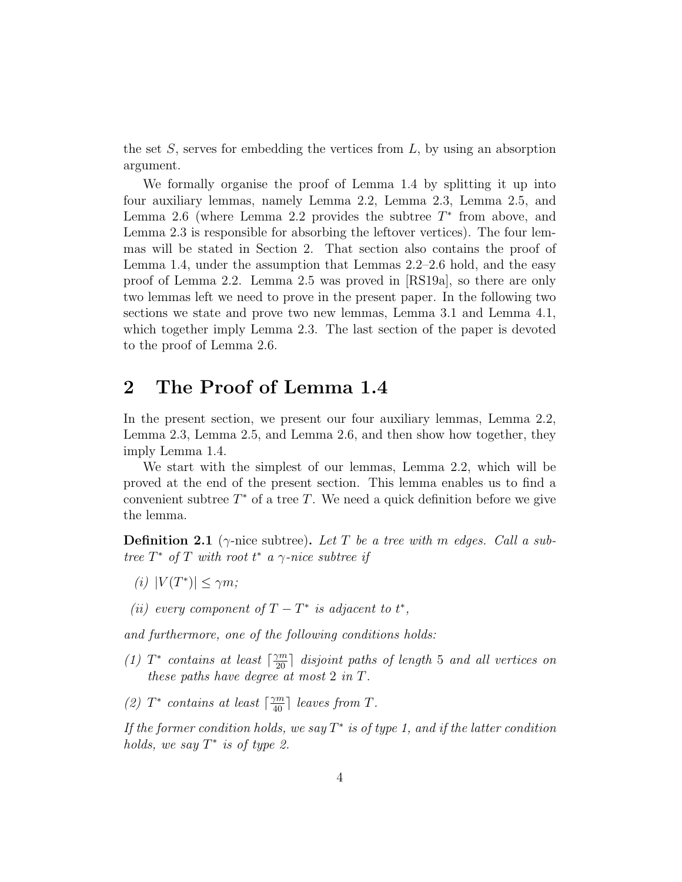the set $S$, serves for embedding the vertices from $L$, by using an absorption argument.

We formally organise the proof of Lemma 1.4 by splitting it up into four auxiliary lemmas, namely Lemma 2.2, Lemma 2.3, Lemma 2.5, and Lemma 2.6 (where Lemma 2.2 provides the subtree $T^*$ from above, and Lemma 2.3 is responsible for absorbing the leftover vertices). The four lemmas will be stated in Section 2. That section also contains the proof of Lemma 1.4, under the assumption that Lemmas 2.2–2.6 hold, and the easy proof of Lemma 2.2. Lemma 2.5 was proved in [RS19a], so there are only two lemmas left we need to prove in the present paper. In the following two sections we state and prove two new lemmas, Lemma 3.1 and Lemma 4.1, which together imply Lemma 2.3. The last section of the paper is devoted to the proof of Lemma 2.6.

## 2 The Proof of Lemma 1.4

In the present section, we present our four auxiliary lemmas, Lemma 2.2, Lemma 2.3, Lemma 2.5, and Lemma 2.6, and then show how together, they imply Lemma 1.4.

We start with the simplest of our lemmas, Lemma 2.2, which will be proved at the end of the present section. This lemma enables us to find a convenient subtree $T^*$ of a tree $T$. We need a quick definition before we give the lemma.

**Definition 2.1** ($\gamma$-nice subtree)**.** *Let $T$ be a tree with $m$ edges. Call a subtree $T^*$ of $T$ with root $t^*$ a $\gamma$-nice subtree if*

*(i) $|V(T^*)| \leq \gamma m$;*

*(ii) every component of $T - T^*$ is adjacent to $t^*$,*

*and furthermore, one of the following conditions holds:*

*(1) $T^*$ contains at least $\lceil \frac{\gamma m}{20} \rceil$ disjoint paths of length 5 and all vertices on these paths have degree at most 2 in $T$.*

*(2) $T^*$ contains at least $\lceil \frac{\gamma m}{40} \rceil$ leaves from $T$.*

*If the former condition holds, we say $T^*$ is of type 1, and if the latter condition holds, we say $T^*$ is of type 2.*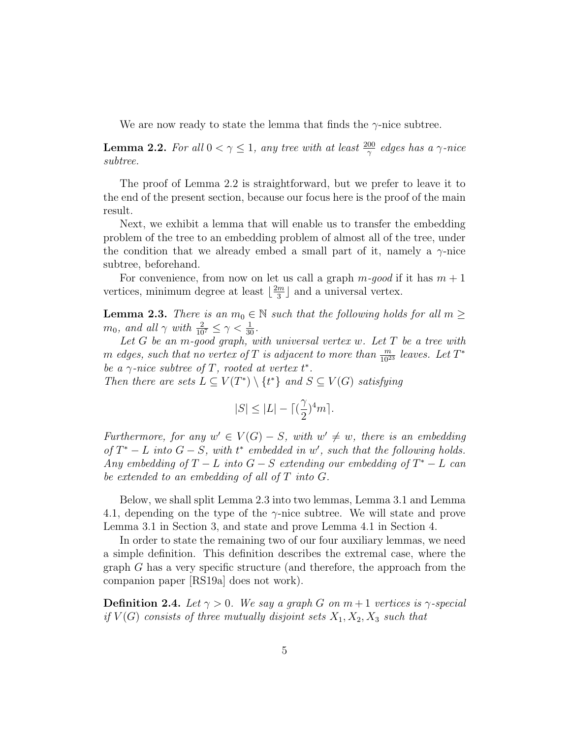We are now ready to state the lemma that finds the $\gamma$-nice subtree.

**Lemma 2.2.** *For all $0 < \gamma \leq 1$, any tree with at least $\frac{200}{\gamma}$ edges has a $\gamma$-nice subtree.*

The proof of Lemma 2.2 is straightforward, but we prefer to leave it to the end of the present section, because our focus here is the proof of the main result.

Next, we exhibit a lemma that will enable us to transfer the embedding problem of the tree to an embedding problem of almost all of the tree, under the condition that we already embed a small part of it, namely a $\gamma$-nice subtree, beforehand.

For convenience, from now on let us call a graph *$m$-good* if it has $m+1$ vertices, minimum degree at least $\lfloor \frac{2m}{3} \rfloor$ and a universal vertex.

**Lemma 2.3.** *There is an $m_0 \in \mathbb{N}$ such that the following holds for all $m \geq m_0$, and all $\gamma$ with $\frac{2}{10^7} \leq \gamma < \frac{1}{30}$.*

*Let $G$ be an $m$-good graph, with universal vertex $w$. Let $T$ be a tree with $m$ edges, such that no vertex of $T$ is adjacent to more than $\frac{m}{10^{23}}$ leaves. Let $T^*$ be a $\gamma$-nice subtree of $T$, rooted at vertex $t^*$.*
*Then there are sets $L \subseteq V(T^*) \setminus \{t^*\}$ and $S \subseteq V(G)$ satisfying*

$$|S| \leq |L| - \lceil (\frac{\gamma}{2})^4 m \rceil.$$

*Furthermore, for any $w' \in V(G) - S$, with $w' \neq w$, there is an embedding of $T^* - L$ into $G - S$, with $t^*$ embedded in $w'$, such that the following holds. Any embedding of $T - L$ into $G - S$ extending our embedding of $T^* - L$ can be extended to an embedding of all of $T$ into $G$.*

Below, we shall split Lemma 2.3 into two lemmas, Lemma 3.1 and Lemma 4.1, depending on the type of the $\gamma$-nice subtree. We will state and prove Lemma 3.1 in Section 3, and state and prove Lemma 4.1 in Section 4.

In order to state the remaining two of our four auxiliary lemmas, we need a simple definition. This definition describes the extremal case, where the graph $G$ has a very specific structure (and therefore, the approach from the companion paper [RS19a] does not work).

**Definition 2.4.** *Let $\gamma > 0$. We say a graph $G$ on $m+1$ vertices is $\gamma$-special if $V(G)$ consists of three mutually disjoint sets $X_1, X_2, X_3$ such that*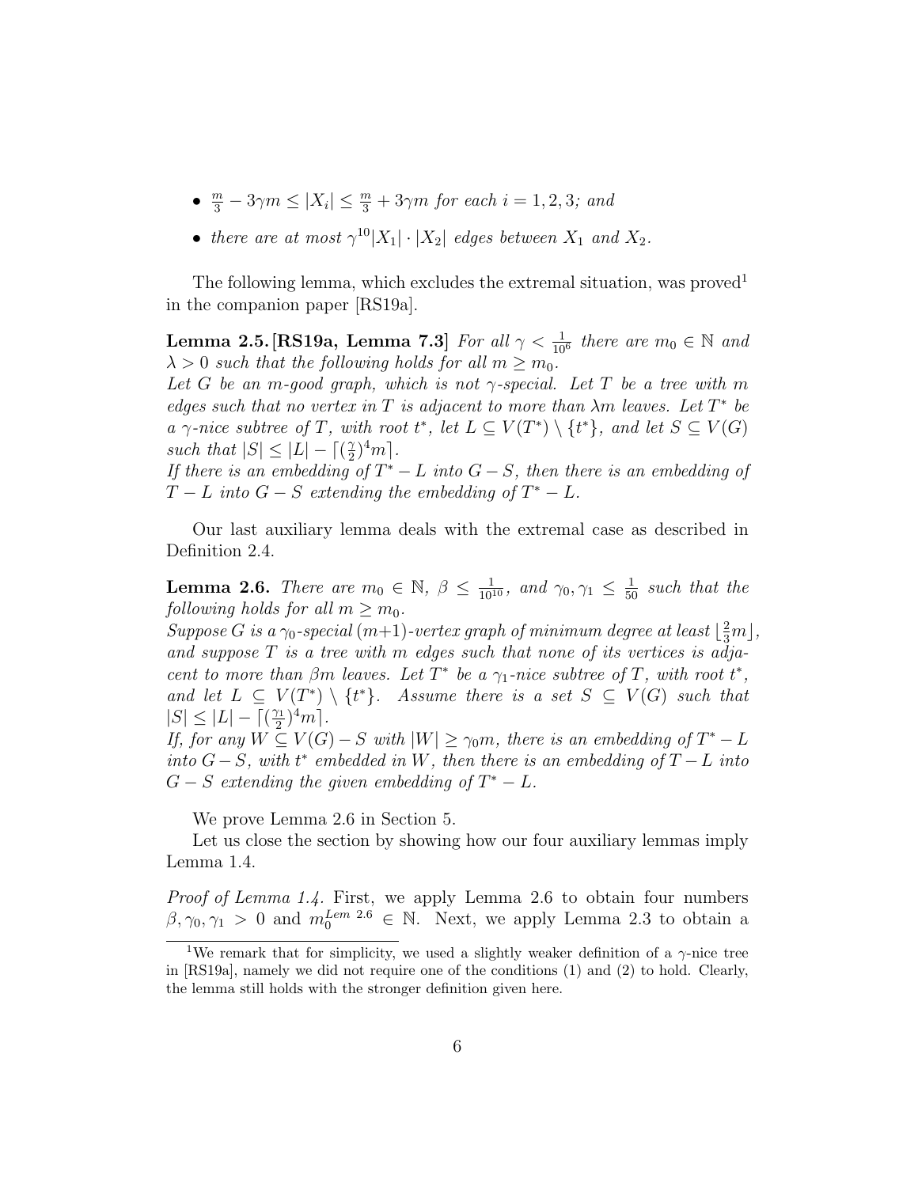- $\frac{m}{3} - 3\gamma m \leq |X_i| \leq \frac{m}{3} + 3\gamma m$ *for each* $i = 1, 2, 3$*; and*
- *there are at most* $\gamma^{10}|X_1| \cdot |X_2|$ *edges between* $X_1$ *and* $X_2$.

The following lemma, which excludes the extremal situation, was proved[1] in the companion paper [RS19a].

**Lemma 2.5. [RS19a, Lemma 7.3]** *For all* $\gamma < \frac{1}{10^6}$ *there are* $m_0 \in \mathbb{N}$ *and* $\lambda > 0$ *such that the following holds for all* $m \geq m_0$.
*Let* $G$ *be an* $m$*-good graph, which is not* $\gamma$*-special. Let* $T$ *be a tree with* $m$ *edges such that no vertex in* $T$ *is adjacent to more than* $\lambda m$ *leaves. Let* $T^*$ *be a* $\gamma$*-nice subtree of* $T$*, with root* $t^*$*, let* $L \subseteq V(T^*) \setminus \{t^*\}$*, and let* $S \subseteq V(G)$ *such that* $|S| \leq |L| - \lceil (\frac{\gamma}{2})^4 m \rceil$.
*If there is an embedding of* $T^* - L$ *into* $G - S$*, then there is an embedding of* $T - L$ *into* $G - S$ *extending the embedding of* $T^* - L$.

Our last auxiliary lemma deals with the extremal case as described in Definition 2.4.

**Lemma 2.6.** *There are* $m_0 \in \mathbb{N}$*,* $\beta \leq \frac{1}{10^{10}}$*, and* $\gamma_0, \gamma_1 \leq \frac{1}{50}$ *such that the following holds for all* $m \geq m_0$.
*Suppose* $G$ *is a* $\gamma_0$*-special* $(m+1)$*-vertex graph of minimum degree at least* $\lfloor \frac{2}{3} m \rfloor$*, and suppose* $T$ *is a tree with* $m$ *edges such that none of its vertices is adjacent to more than* $\beta m$ *leaves. Let* $T^*$ *be a* $\gamma_1$*-nice subtree of* $T$*, with root* $t^*$*, and let* $L \subseteq V(T^*) \setminus \{t^*\}$*. Assume there is a set* $S \subseteq V(G)$ *such that* $|S| \leq |L| - \lceil (\frac{\gamma_1}{2})^4 m \rceil$.
*If, for any* $W \subseteq V(G) - S$ *with* $|W| \geq \gamma_0 m$*, there is an embedding of* $T^* - L$ *into* $G - S$*, with* $t^*$ *embedded in* $W$*, then there is an embedding of* $T - L$ *into* $G - S$ *extending the given embedding of* $T^* - L$.

We prove Lemma 2.6 in Section 5.

Let us close the section by showing how our four auxiliary lemmas imply Lemma 1.4.

*Proof of Lemma 1.4.* First, we apply Lemma 2.6 to obtain four numbers $\beta, \gamma_0, \gamma_1 > 0$ and $m_0^{Lem\ 2.6} \in \mathbb{N}$. Next, we apply Lemma 2.3 to obtain a

[1] We remark that for simplicity, we used a slightly weaker definition of a $\gamma$-nice tree in [RS19a], namely we did not require one of the conditions (1) and (2) to hold. Clearly, the lemma still holds with the stronger definition given here.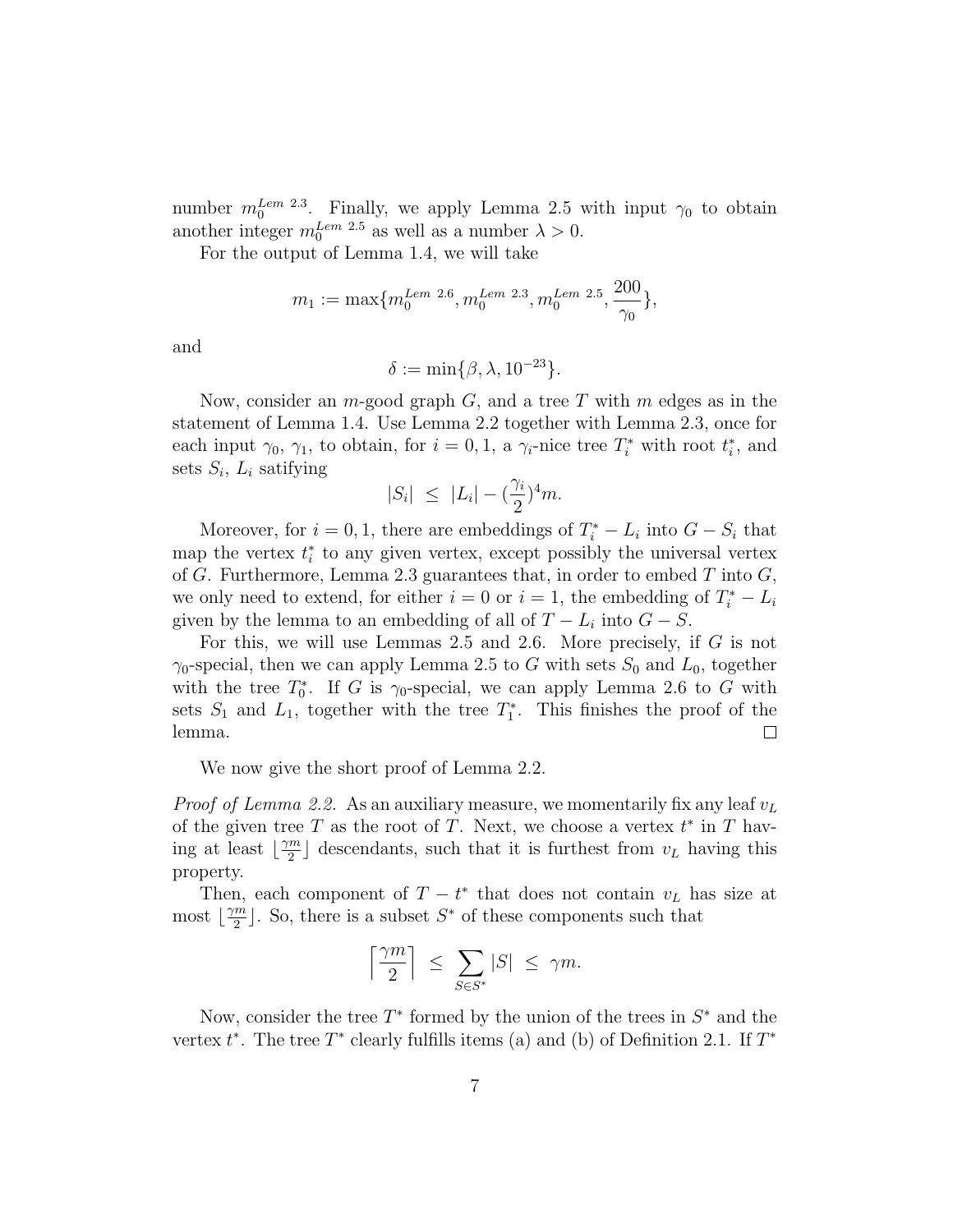number $m_0^{Lem\ 2.3}$. Finally, we apply Lemma 2.5 with input $\gamma_0$ to obtain another integer $m_0^{Lem\ 2.5}$ as well as a number $\lambda > 0$.

For the output of Lemma 1.4, we will take

$$m_1 := \max\{m_0^{Lem\ 2.6}, m_0^{Lem\ 2.3}, m_0^{Lem\ 2.5}, \frac{200}{\gamma_0}\},$$

and

$$\delta := \min\{\beta, \lambda, 10^{-23}\}.$$

Now, consider an $m$-good graph $G$, and a tree $T$ with $m$ edges as in the statement of Lemma 1.4. Use Lemma 2.2 together with Lemma 2.3, once for each input $\gamma_0$, $\gamma_1$, to obtain, for $i = 0, 1$, a $\gamma_i$-nice tree $T_i^*$ with root $t_i^*$, and sets $S_i$, $L_i$ satisfying

$$|S_i| \ \leq \ |L_i| - (\frac{\gamma_i}{2})^4 m.$$

Moreover, for $i = 0, 1$, there are embeddings of $T_i^* - L_i$ into $G - S_i$ that map the vertex $t_i^*$ to any given vertex, except possibly the universal vertex of $G$. Furthermore, Lemma 2.3 guarantees that, in order to embed $T$ into $G$, we only need to extend, for either $i = 0$ or $i = 1$, the embedding of $T_i^* - L_i$ given by the lemma to an embedding of all of $T - L_i$ into $G - S$.

For this, we will use Lemmas 2.5 and 2.6. More precisely, if $G$ is not $\gamma_0$-special, then we can apply Lemma 2.5 to $G$ with sets $S_0$ and $L_0$, together with the tree $T_0^*$. If $G$ is $\gamma_0$-special, we can apply Lemma 2.6 to $G$ with sets $S_1$ and $L_1$, together with the tree $T_1^*$. This finishes the proof of the lemma. □

We now give the short proof of Lemma 2.2.

*Proof of Lemma 2.2.* As an auxiliary measure, we momentarily fix any leaf $v_L$ of the given tree $T$ as the root of $T$. Next, we choose a vertex $t^*$ in $T$ having at least $\lfloor \frac{\gamma m}{2} \rfloor$ descendants, such that it is furthest from $v_L$ having this property.

Then, each component of $T - t^*$ that does not contain $v_L$ has size at most $\lfloor \frac{\gamma m}{2} \rfloor$. So, there is a subset $S^*$ of these components such that

$$\left\lceil \frac{\gamma m}{2} \right\rceil \ \leq \ \sum_{S \in S^*} |S| \ \leq \ \gamma m.$$

Now, consider the tree $T^*$ formed by the union of the trees in $S^*$ and the vertex $t^*$. The tree $T^*$ clearly fulfills items (a) and (b) of Definition 2.1. If $T^*$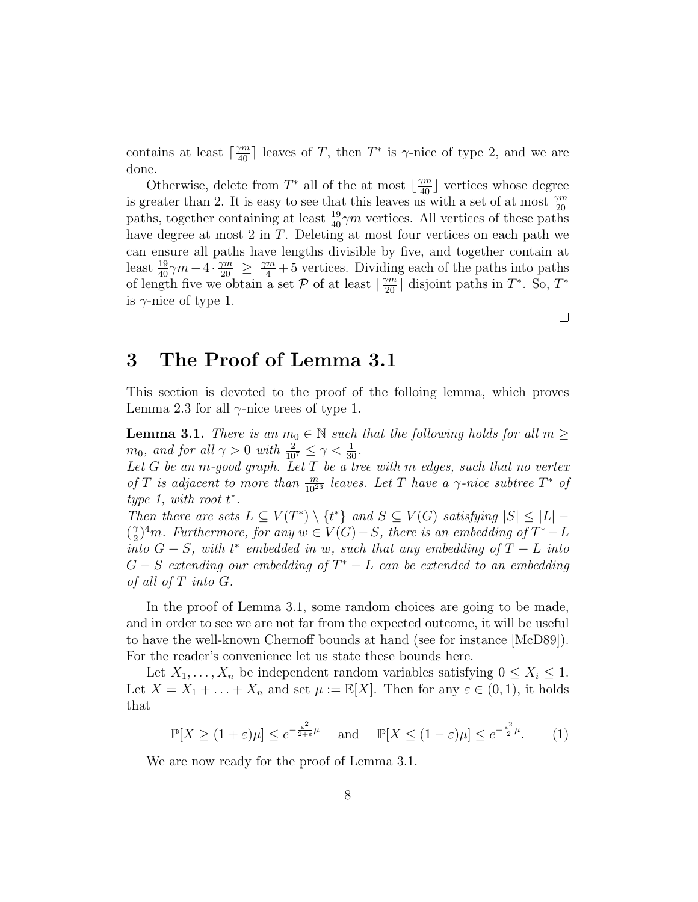contains at least $\lceil \frac{\gamma m}{40} \rceil$ leaves of $T$, then $T^*$ is $\gamma$-nice of type 2, and we are done.

Otherwise, delete from $T^*$ all of the at most $\lfloor \frac{\gamma m}{40} \rfloor$ vertices whose degree is greater than 2. It is easy to see that this leaves us with a set of at most $\frac{\gamma m}{20}$ paths, together containing at least $\frac{19}{40}\gamma m$ vertices. All vertices of these paths have degree at most 2 in $T$. Deleting at most four vertices on each path we can ensure all paths have lengths divisible by five, and together contain at least $\frac{19}{40}\gamma m - 4 \cdot \frac{\gamma m}{20} \ \geq \ \frac{\gamma m}{4} + 5$ vertices. Dividing each of the paths into paths of length five we obtain a set $\mathcal{P}$ of at least $\lceil \frac{\gamma m}{20} \rceil$ disjoint paths in $T^*$. So, $T^*$ is $\gamma$-nice of type 1.

$\square$

# 3 The Proof of Lemma 3.1

This section is devoted to the proof of the folloing lemma, which proves Lemma 2.3 for all $\gamma$-nice trees of type 1.

**Lemma 3.1.** *There is an $m_0 \in \mathbb{N}$ such that the following holds for all $m \geq m_0$, and for all $\gamma > 0$ with $\frac{2}{10^7} \leq \gamma < \frac{1}{30}$.*
*Let $G$ be an $m$-good graph. Let $T$ be a tree with $m$ edges, such that no vertex of $T$ is adjacent to more than $\frac{m}{10^{23}}$ leaves. Let $T$ have a $\gamma$-nice subtree $T^*$ of type 1, with root $t^*$.*
*Then there are sets $L \subseteq V(T^*) \setminus \{t^*\}$ and $S \subseteq V(G)$ satisfying $|S| \leq |L| - (\frac{\gamma}{2})^4 m$. Furthermore, for any $w \in V(G) - S$, there is an embedding of $T^* - L$ into $G - S$, with $t^*$ embedded in $w$, such that any embedding of $T - L$ into $G - S$ extending our embedding of $T^* - L$ can be extended to an embedding of all of $T$ into $G$.*

In the proof of Lemma 3.1, some random choices are going to be made, and in order to see we are not far from the expected outcome, it will be useful to have the well-known Chernoff bounds at hand (see for instance [McD89]). For the reader's convenience let us state these bounds here.

Let $X_1, \ldots, X_n$ be independent random variables satisfying $0 \leq X_i \leq 1$. Let $X = X_1 + \ldots + X_n$ and set $\mu := \mathbb{E}[X]$. Then for any $\varepsilon \in (0, 1)$, it holds that

$$\mathbb{P}[X \geq (1+\varepsilon)\mu] \leq e^{-\frac{\varepsilon^2}{2+\varepsilon}\mu} \quad \text{and} \quad \mathbb{P}[X \leq (1-\varepsilon)\mu] \leq e^{-\frac{\varepsilon^2}{2}\mu}. \qquad (1)$$

We are now ready for the proof of Lemma 3.1.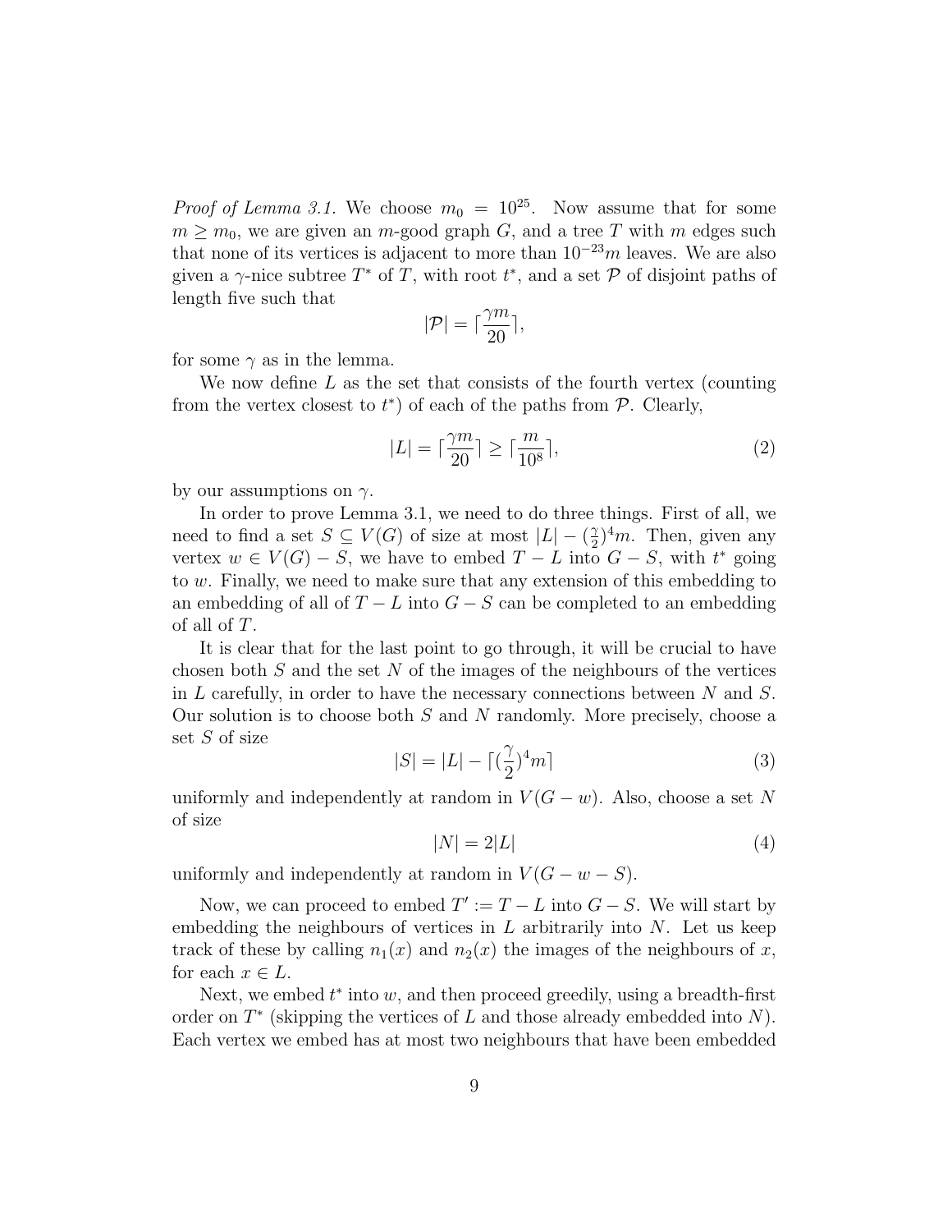*Proof of Lemma 3.1.* We choose $m_0 = 10^{25}$. Now assume that for some $m \geq m_0$, we are given an $m$-good graph $G$, and a tree $T$ with $m$ edges such that none of its vertices is adjacent to more than $10^{-23}m$ leaves. We are also given a $\gamma$-nice subtree $T^*$ of $T$, with root $t^*$, and a set $\mathcal{P}$ of disjoint paths of length five such that

$$|\mathcal{P}| = \lceil \frac{\gamma m}{20} \rceil,$$

for some $\gamma$ as in the lemma.

We now define $L$ as the set that consists of the fourth vertex (counting from the vertex closest to $t^*$) of each of the paths from $\mathcal{P}$. Clearly,

$$|L| = \lceil \frac{\gamma m}{20} \rceil \geq \lceil \frac{m}{10^8} \rceil, \tag{2}$$

by our assumptions on $\gamma$.

In order to prove Lemma 3.1, we need to do three things. First of all, we need to find a set $S \subseteq V(G)$ of size at most $|L| - (\frac{\gamma}{2})^4 m$. Then, given any vertex $w \in V(G) - S$, we have to embed $T - L$ into $G - S$, with $t^*$ going to $w$. Finally, we need to make sure that any extension of this embedding to an embedding of all of $T - L$ into $G - S$ can be completed to an embedding of all of $T$.

It is clear that for the last point to go through, it will be crucial to have chosen both $S$ and the set $N$ of the images of the neighbours of the vertices in $L$ carefully, in order to have the necessary connections between $N$ and $S$. Our solution is to choose both $S$ and $N$ randomly. More precisely, choose a set $S$ of size

$$|S| = |L| - \lceil (\frac{\gamma}{2})^4 m \rceil \tag{3}$$

uniformly and independently at random in $V(G - w)$. Also, choose a set $N$ of size

$$|N| = 2|L| \tag{4}$$

uniformly and independently at random in $V(G - w - S)$.

Now, we can proceed to embed $T' := T - L$ into $G - S$. We will start by embedding the neighbours of vertices in $L$ arbitrarily into $N$. Let us keep track of these by calling $n_1(x)$ and $n_2(x)$ the images of the neighbours of $x$, for each $x \in L$.

Next, we embed $t^*$ into $w$, and then proceed greedily, using a breadth-first order on $T^*$ (skipping the vertices of $L$ and those already embedded into $N$). Each vertex we embed has at most two neighbours that have been embedded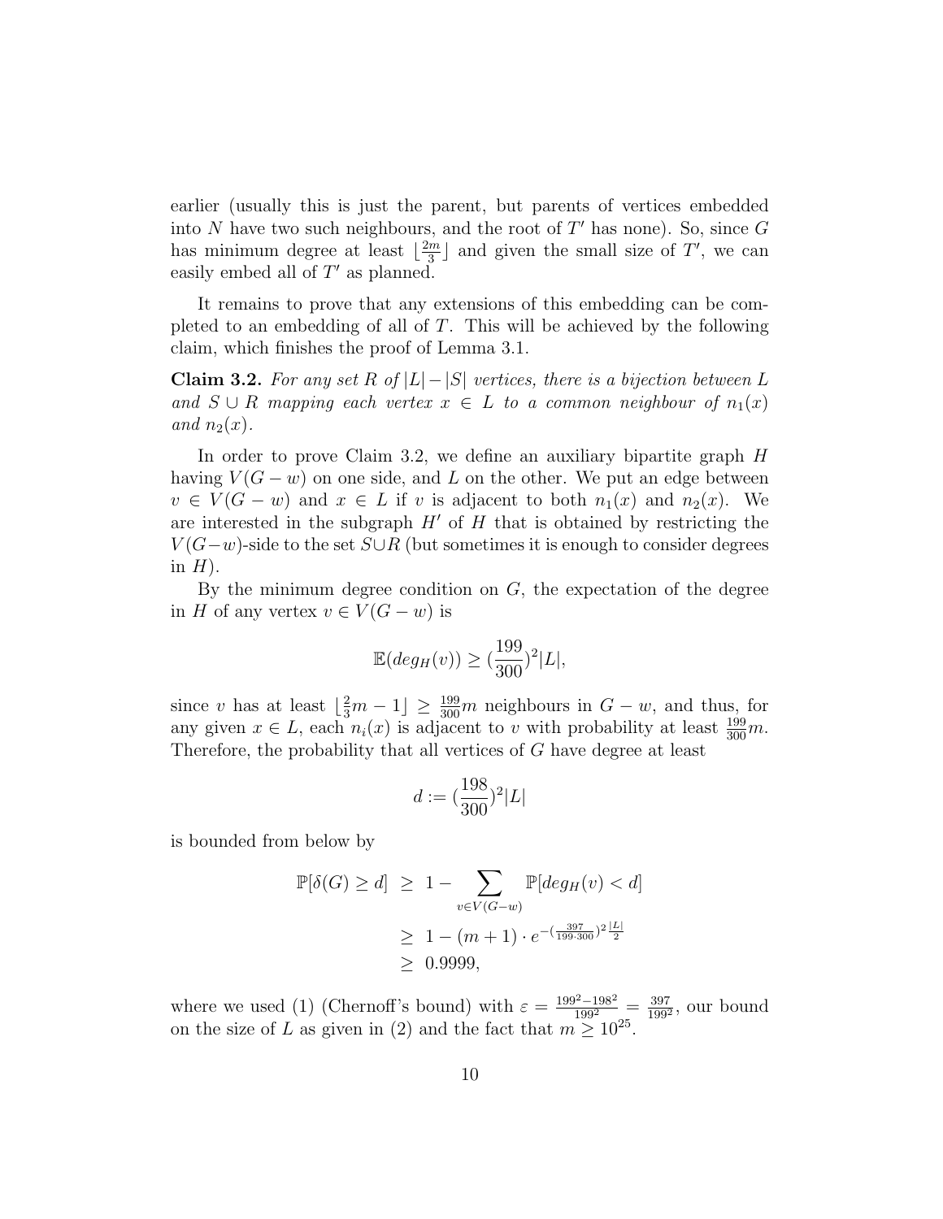earlier (usually this is just the parent, but parents of vertices embedded into $N$ have two such neighbours, and the root of $T'$ has none). So, since $G$ has minimum degree at least $\lfloor\frac{2m}{3}\rfloor$ and given the small size of $T'$, we can easily embed all of $T'$ as planned.

It remains to prove that any extensions of this embedding can be completed to an embedding of all of $T$. This will be achieved by the following claim, which finishes the proof of Lemma 3.1.

**Claim 3.2.** *For any set $R$ of $|L|-|S|$ vertices, there is a bijection between $L$ and $S\cup R$ mapping each vertex $x\in L$ to a common neighbour of $n_1(x)$ and $n_2(x)$.*

In order to prove Claim 3.2, we define an auxiliary bipartite graph $H$ having $V(G-w)$ on one side, and $L$ on the other. We put an edge between $v\in V(G-w)$ and $x\in L$ if $v$ is adjacent to both $n_1(x)$ and $n_2(x)$. We are interested in the subgraph $H'$ of $H$ that is obtained by restricting the $V(G-w)$-side to the set $S\cup R$ (but sometimes it is enough to consider degrees in $H$).

By the minimum degree condition on $G$, the expectation of the degree in $H$ of any vertex $v\in V(G-w)$ is

$$\mathbb{E}(deg_H(v))\geq(\frac{199}{300})^2|L|,$$

since $v$ has at least $\lfloor\frac{2}{3}m-1\rfloor\geq\frac{199}{300}m$ neighbours in $G-w$, and thus, for any given $x\in L$, each $n_i(x)$ is adjacent to $v$ with probability at least $\frac{199}{300}m$. Therefore, the probability that all vertices of $G$ have degree at least

$$d:=(\frac{198}{300})^2|L|$$

is bounded from below by

$$\begin{aligned}\mathbb{P}[\delta(G)\geq d] &\geq 1-\sum_{v\in V(G-w)}\mathbb{P}[deg_H(v)<d]\\ &\geq 1-(m+1)\cdot e^{-(\frac{397}{199\cdot 300})^2\frac{|L|}{2}}\\ &\geq 0.9999,\end{aligned}$$

where we used (1) (Chernoff's bound) with $\varepsilon=\frac{199^2-198^2}{199^2}=\frac{397}{199^2}$, our bound on the size of $L$ as given in (2) and the fact that $m\geq 10^{25}$.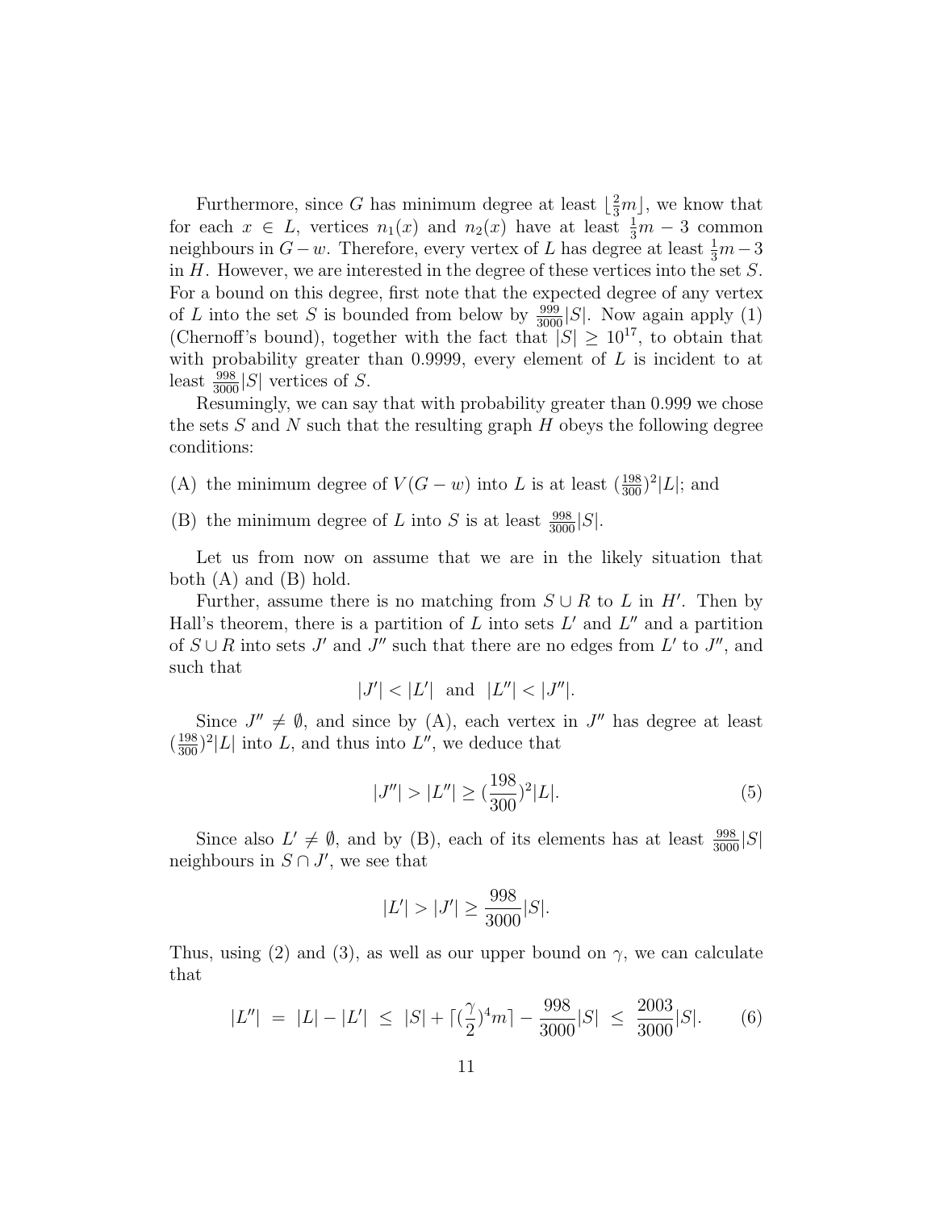Furthermore, since $G$ has minimum degree at least $\lfloor \frac{2}{3}m \rfloor$, we know that for each $x \in L$, vertices $n_1(x)$ and $n_2(x)$ have at least $\frac{1}{3}m - 3$ common neighbours in $G - w$. Therefore, every vertex of $L$ has degree at least $\frac{1}{3}m - 3$ in $H$. However, we are interested in the degree of these vertices into the set $S$. For a bound on this degree, first note that the expected degree of any vertex of $L$ into the set $S$ is bounded from below by $\frac{999}{3000}|S|$. Now again apply (1) (Chernoff's bound), together with the fact that $|S| \geq 10^{17}$, to obtain that with probability greater than 0.9999, every element of $L$ is incident to at least $\frac{998}{3000}|S|$ vertices of $S$.

Resumingly, we can say that with probability greater than 0.999 we chose the sets $S$ and $N$ such that the resulting graph $H$ obeys the following degree conditions:

(A) the minimum degree of $V(G - w)$ into $L$ is at least $(\frac{198}{300})^2|L|$; and

(B) the minimum degree of $L$ into $S$ is at least $\frac{998}{3000}|S|$.

Let us from now on assume that we are in the likely situation that both (A) and (B) hold.

Further, assume there is no matching from $S \cup R$ to $L$ in $H'$. Then by Hall's theorem, there is a partition of $L$ into sets $L'$ and $L''$ and a partition of $S \cup R$ into sets $J'$ and $J''$ such that there are no edges from $L'$ to $J''$, and such that

$$|J'| < |L'| \text{ and } |L''| < |J''|.$$

Since $J'' \neq \emptyset$, and since by (A), each vertex in $J''$ has degree at least $(\frac{198}{300})^2|L|$ into $L$, and thus into $L''$, we deduce that

$$|J''| > |L''| \geq (\frac{198}{300})^2|L|. \tag{5}$$

Since also $L' \neq \emptyset$, and by (B), each of its elements has at least $\frac{998}{3000}|S|$ neighbours in $S \cap J'$, we see that

$$|L'| > |J'| \geq \frac{998}{3000}|S|.$$

Thus, using (2) and (3), as well as our upper bound on $\gamma$, we can calculate that

$$|L''| \ = \ |L| - |L'| \ \leq \ |S| + \lceil (\frac{\gamma}{2})^4 m \rceil - \frac{998}{3000}|S| \ \leq \ \frac{2003}{3000}|S|. \tag{6}$$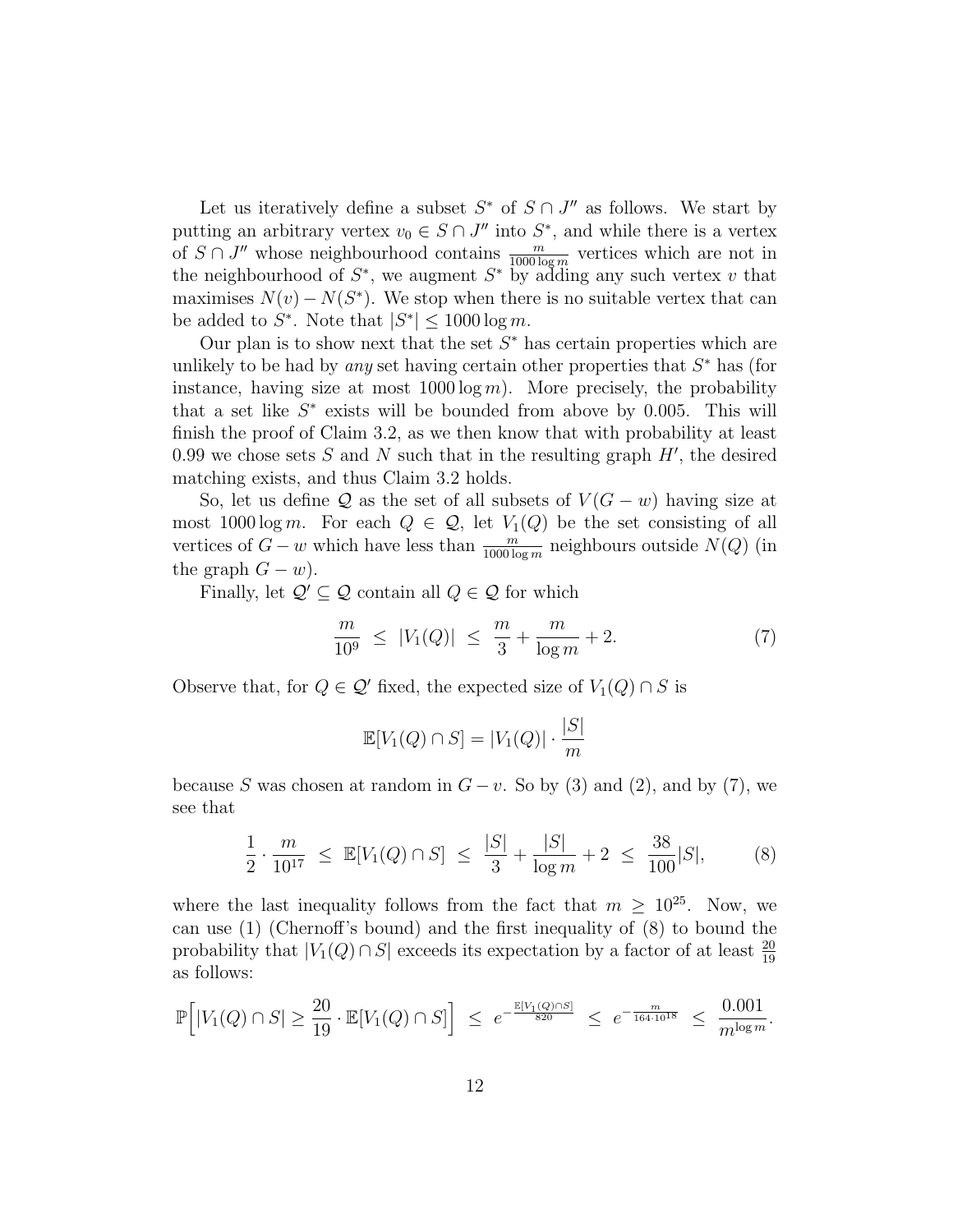Let us iteratively define a subset $S^*$ of $S \cap J''$ as follows. We start by putting an arbitrary vertex $v_0 \in S \cap J''$ into $S^*$, and while there is a vertex of $S \cap J''$ whose neighbourhood contains $\frac{m}{1000 \log m}$ vertices which are not in the neighbourhood of $S^*$, we augment $S^*$ by adding any such vertex $v$ that maximises $N(v) - N(S^*)$. We stop when there is no suitable vertex that can be added to $S^*$. Note that $|S^*| \leq 1000 \log m$.

Our plan is to show next that the set $S^*$ has certain properties which are unlikely to be had by *any* set having certain other properties that $S^*$ has (for instance, having size at most $1000 \log m$). More precisely, the probability that a set like $S^*$ exists will be bounded from above by 0.005. This will finish the proof of Claim 3.2, as we then know that with probability at least 0.99 we chose sets $S$ and $N$ such that in the resulting graph $H'$, the desired matching exists, and thus Claim 3.2 holds.

So, let us define $\mathcal{Q}$ as the set of all subsets of $V(G-w)$ having size at most $1000 \log m$. For each $Q \in \mathcal{Q}$, let $V_1(Q)$ be the set consisting of all vertices of $G - w$ which have less than $\frac{m}{1000 \log m}$ neighbours outside $N(Q)$ (in the graph $G - w$).

Finally, let $\mathcal{Q}' \subseteq \mathcal{Q}$ contain all $Q \in \mathcal{Q}$ for which

$$\frac{m}{10^9} \;\leq\; |V_1(Q)| \;\leq\; \frac{m}{3} + \frac{m}{\log m} + 2. \tag{7}$$

Observe that, for $Q \in \mathcal{Q}'$ fixed, the expected size of $V_1(Q) \cap S$ is

$$\mathbb{E}[V_1(Q) \cap S] = |V_1(Q)| \cdot \frac{|S|}{m}$$

because $S$ was chosen at random in $G - v$. So by (3) and (2), and by (7), we see that

$$\frac{1}{2} \cdot \frac{m}{10^{17}} \;\leq\; \mathbb{E}[V_1(Q) \cap S] \;\leq\; \frac{|S|}{3} + \frac{|S|}{\log m} + 2 \;\leq\; \frac{38}{100}|S|, \tag{8}$$

where the last inequality follows from the fact that $m \geq 10^{25}$. Now, we can use (1) (Chernoff's bound) and the first inequality of (8) to bound the probability that $|V_1(Q) \cap S|$ exceeds its expectation by a factor of at least $\frac{20}{19}$ as follows:

$$\mathbb{P}\Big[|V_1(Q) \cap S| \geq \frac{20}{19} \cdot \mathbb{E}[V_1(Q) \cap S]\Big] \;\leq\; e^{-\frac{\mathbb{E}[V_1(Q) \cap S]}{820}} \;\leq\; e^{-\frac{m}{164 \cdot 10^{18}}} \;\leq\; \frac{0.001}{m^{\log m}}.$$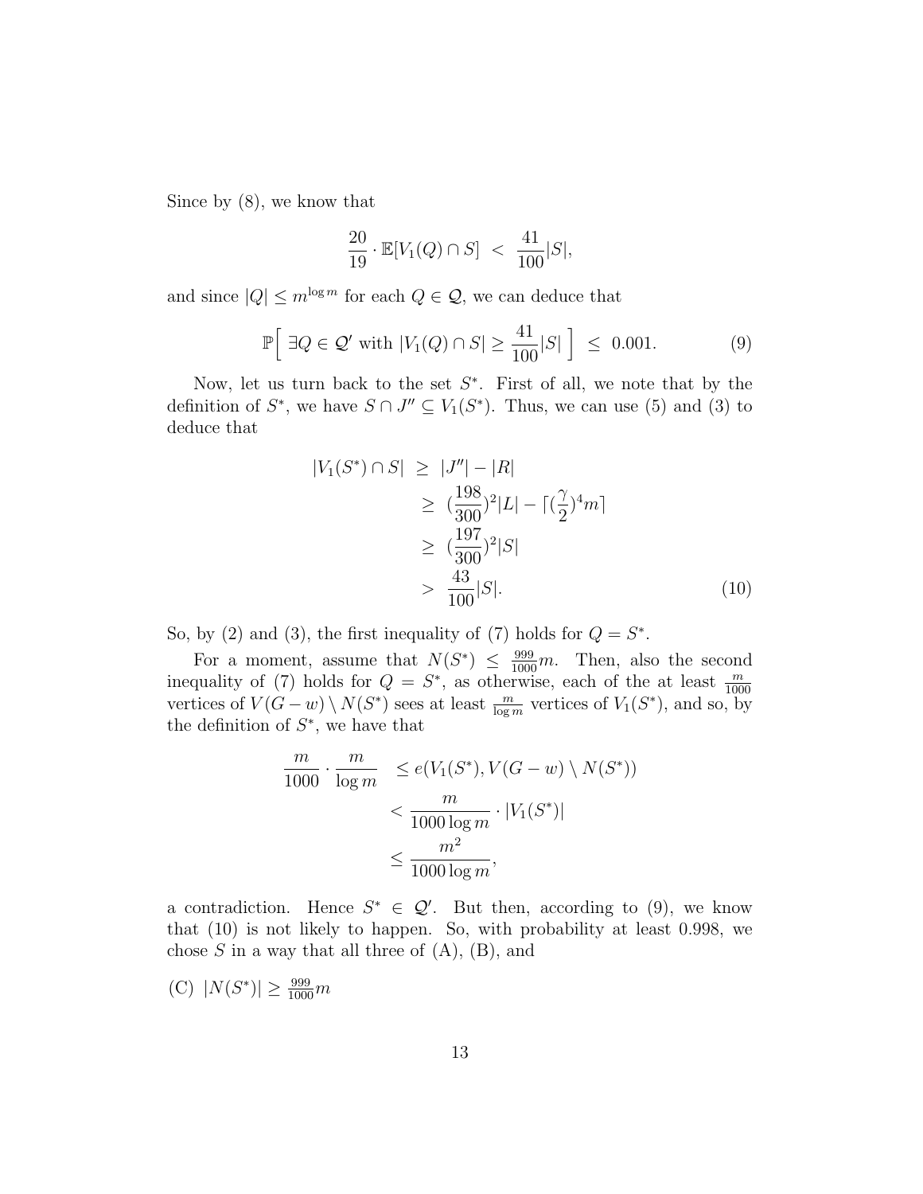Since by (8), we know that

$$\frac{20}{19} \cdot \mathbb{E}[V_1(Q) \cap S] \ < \ \frac{41}{100}|S|,$$

and since $|Q| \leq m^{\log m}$ for each $Q \in \mathcal{Q}$, we can deduce that

$$\mathbb{P}\Big[ \ \exists Q \in \mathcal{Q}' \text{ with } |V_1(Q) \cap S| \geq \frac{41}{100}|S| \ \Big] \ \leq \ 0.001. \tag{9}$$

Now, let us turn back to the set $S^*$. First of all, we note that by the definition of $S^*$, we have $S \cap J'' \subseteq V_1(S^*)$. Thus, we can use (5) and (3) to deduce that

$$\begin{aligned} |V_1(S^*) \cap S| \ &\geq \ |J''| - |R| \\ &\geq \ (\frac{198}{300})^2|L| - \lceil (\frac{\gamma}{2})^4 m \rceil \\ &\geq \ (\frac{197}{300})^2|S| \\ &> \ \frac{43}{100}|S|. \end{aligned} \tag{10}$$

So, by (2) and (3), the first inequality of (7) holds for $Q = S^*$.

For a moment, assume that $N(S^*) \leq \frac{999}{1000}m$. Then, also the second inequality of (7) holds for $Q = S^*$, as otherwise, each of the at least $\frac{m}{1000}$ vertices of $V(G-w) \setminus N(S^*)$ sees at least $\frac{m}{\log m}$ vertices of $V_1(S^*)$, and so, by the definition of $S^*$, we have that

$$\begin{aligned} \frac{m}{1000} \cdot \frac{m}{\log m} \ &\leq e(V_1(S^*), V(G-w) \setminus N(S^*)) \\ &< \frac{m}{1000 \log m} \cdot |V_1(S^*)| \\ &\leq \frac{m^2}{1000 \log m}, \end{aligned}$$

a contradiction. Hence $S^* \in \mathcal{Q}'$. But then, according to (9), we know that (10) is not likely to happen. So, with probability at least 0.998, we chose $S$ in a way that all three of (A), (B), and

(C) $|N(S^*)| \geq \frac{999}{1000}m$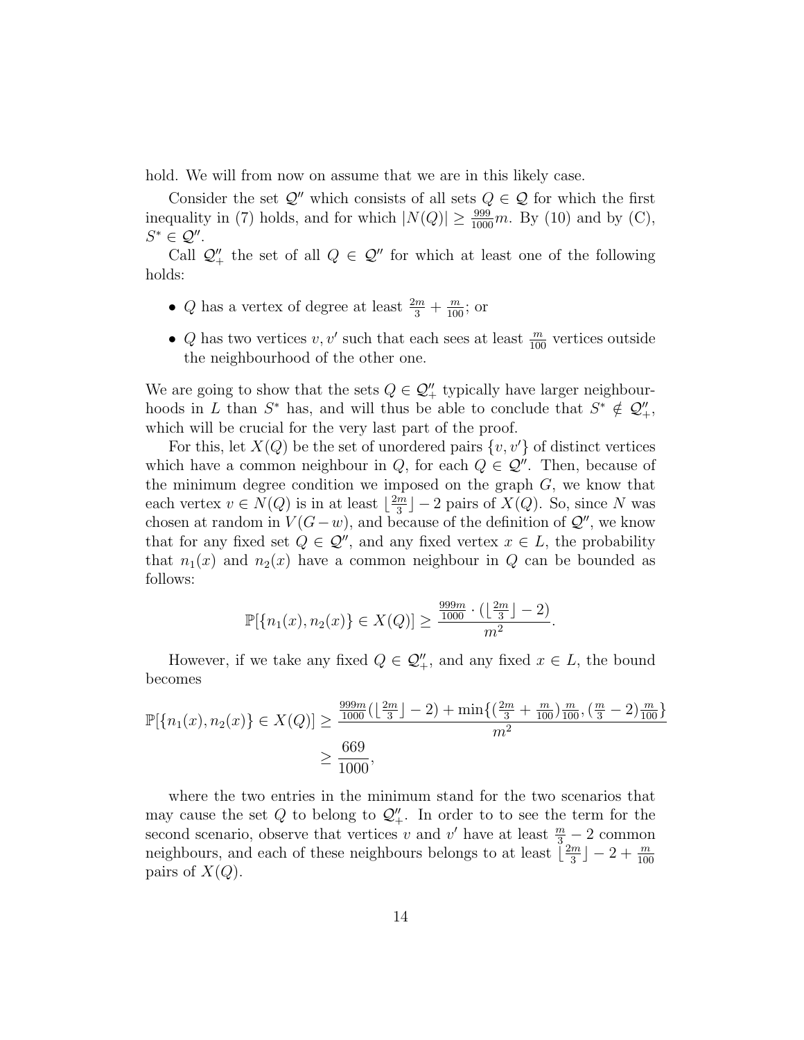hold. We will from now on assume that we are in this likely case.

Consider the set $\mathcal{Q}''$ which consists of all sets $Q \in \mathcal{Q}$ for which the first inequality in (7) holds, and for which $|N(Q)| \geq \frac{999}{1000}m$. By (10) and by (C), $S^* \in \mathcal{Q}''$.

Call $\mathcal{Q}''_+$ the set of all $Q \in \mathcal{Q}''$ for which at least one of the following holds:

- $Q$ has a vertex of degree at least $\frac{2m}{3} + \frac{m}{100}$; or
- $Q$ has two vertices $v, v'$ such that each sees at least $\frac{m}{100}$ vertices outside the neighbourhood of the other one.

We are going to show that the sets $Q \in \mathcal{Q}''_+$ typically have larger neighbourhoods in $L$ than $S^*$ has, and will thus be able to conclude that $S^* \notin \mathcal{Q}''_+$, which will be crucial for the very last part of the proof.

For this, let $X(Q)$ be the set of unordered pairs $\{v, v'\}$ of distinct vertices which have a common neighbour in $Q$, for each $Q \in \mathcal{Q}''$. Then, because of the minimum degree condition we imposed on the graph $G$, we know that each vertex $v \in N(Q)$ is in at least $\lfloor \frac{2m}{3} \rfloor - 2$ pairs of $X(Q)$. So, since $N$ was chosen at random in $V(G-w)$, and because of the definition of $\mathcal{Q}''$, we know that for any fixed set $Q \in \mathcal{Q}''$, and any fixed vertex $x \in L$, the probability that $n_1(x)$ and $n_2(x)$ have a common neighbour in $Q$ can be bounded as follows:

$$\mathbb{P}[\{n_1(x), n_2(x)\} \in X(Q)] \geq \frac{\frac{999m}{1000} \cdot (\lfloor \frac{2m}{3} \rfloor - 2)}{m^2}.$$

However, if we take any fixed $Q \in \mathcal{Q}''_+$, and any fixed $x \in L$, the bound becomes

$$\begin{aligned}\mathbb{P}[\{n_1(x), n_2(x)\} \in X(Q)] &\geq \frac{\frac{999m}{1000}(\lfloor \frac{2m}{3} \rfloor - 2) + \min\{(\frac{2m}{3} + \frac{m}{100})\frac{m}{100}, (\frac{m}{3} - 2)\frac{m}{100}\}}{m^2} \\ &\geq \frac{669}{1000},\end{aligned}$$

where the two entries in the minimum stand for the two scenarios that may cause the set $Q$ to belong to $\mathcal{Q}''_+$. In order to to see the term for the second scenario, observe that vertices $v$ and $v'$ have at least $\frac{m}{3} - 2$ common neighbours, and each of these neighbours belongs to at least $\lfloor \frac{2m}{3} \rfloor - 2 + \frac{m}{100}$ pairs of $X(Q)$.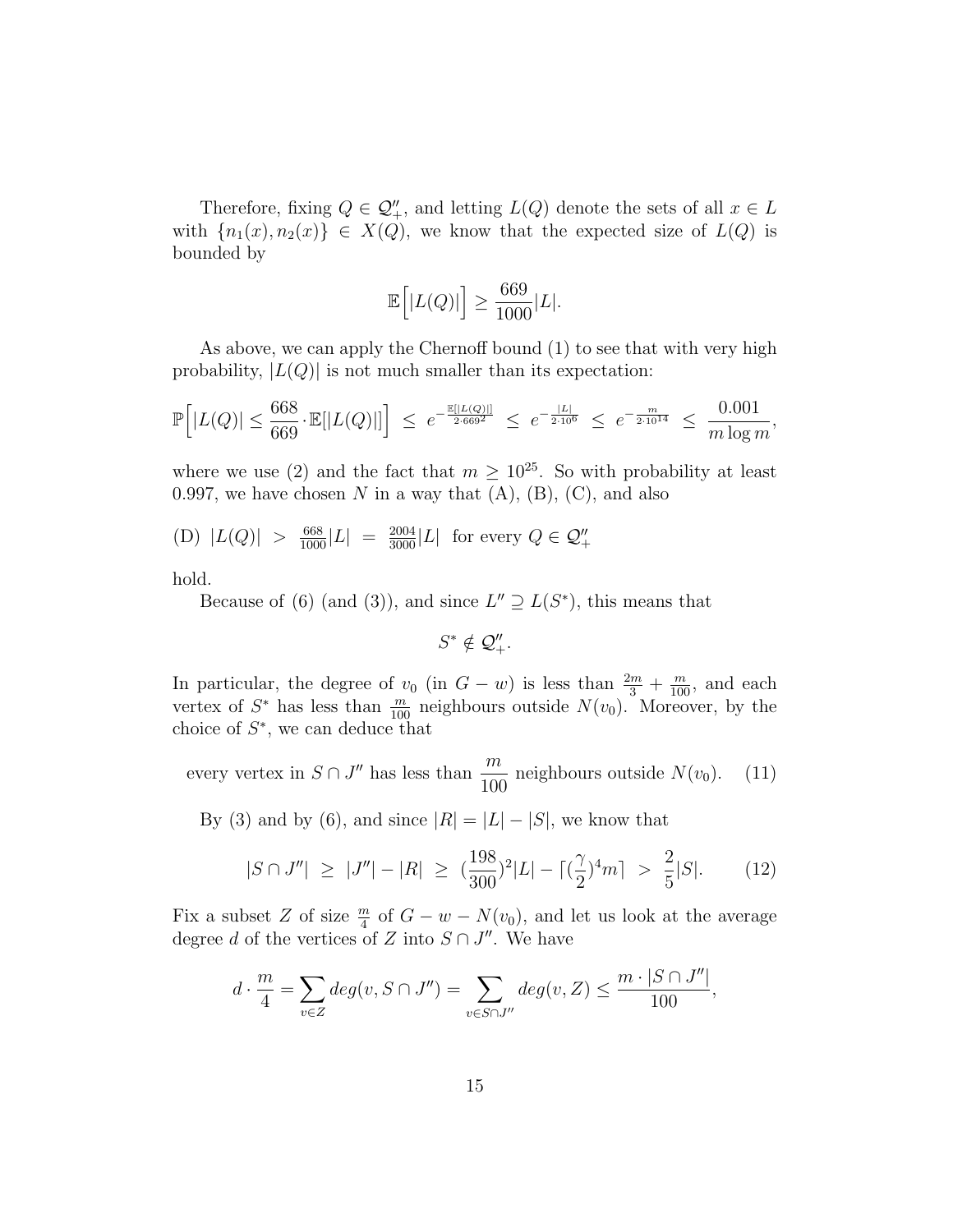Therefore, fixing $Q \in \mathcal{Q}''_+$, and letting $L(Q)$ denote the sets of all $x \in L$ with $\{n_1(x), n_2(x)\} \in X(Q)$, we know that the expected size of $L(Q)$ is bounded by

$$\mathbb{E}\Big[|L(Q)|\Big] \geq \frac{669}{1000}|L|.$$

As above, we can apply the Chernoff bound (1) to see that with very high probability, $|L(Q)|$ is not much smaller than its expectation:

$$\mathbb{P}\Big[|L(Q)| \leq \frac{668}{669} \cdot \mathbb{E}[|L(Q)|]\Big] \;\leq\; e^{-\frac{\mathbb{E}[|L(Q)|]}{2 \cdot 669^2}} \;\leq\; e^{-\frac{|L|}{2 \cdot 10^6}} \;\leq\; e^{-\frac{m}{2 \cdot 10^{14}}} \;\leq\; \frac{0.001}{m \log m},$$

where we use (2) and the fact that $m \geq 10^{25}$. So with probability at least 0.997, we have chosen $N$ in a way that (A), (B), (C), and also

(D) $|L(Q)| \;>\; \frac{668}{1000}|L| \;=\; \frac{2004}{3000}|L|$ for every $Q \in \mathcal{Q}''_+$

hold.

Because of (6) (and (3)), and since $L'' \supseteq L(S^*)$, this means that

$$S^* \notin \mathcal{Q}''_+.$$

In particular, the degree of $v_0$ (in $G - w$) is less than $\frac{2m}{3} + \frac{m}{100}$, and each vertex of $S^*$ has less than $\frac{m}{100}$ neighbours outside $N(v_0)$. Moreover, by the choice of $S^*$, we can deduce that

$$\text{every vertex in } S \cap J'' \text{ has less than } \frac{m}{100} \text{ neighbours outside } N(v_0). \quad (11)$$

By (3) and by (6), and since $|R| = |L| - |S|$, we know that

$$|S \cap J''| \;\geq\; |J''| - |R| \;\geq\; (\frac{198}{300})^2|L| - \lceil(\frac{\gamma}{2})^4 m\rceil \;>\; \frac{2}{5}|S|. \quad (12)$$

Fix a subset $Z$ of size $\frac{m}{4}$ of $G - w - N(v_0)$, and let us look at the average degree $d$ of the vertices of $Z$ into $S \cap J''$. We have

$$d \cdot \frac{m}{4} = \sum_{v \in Z} deg(v, S \cap J'') = \sum_{v \in S \cap J''} deg(v, Z) \leq \frac{m \cdot |S \cap J''|}{100},$$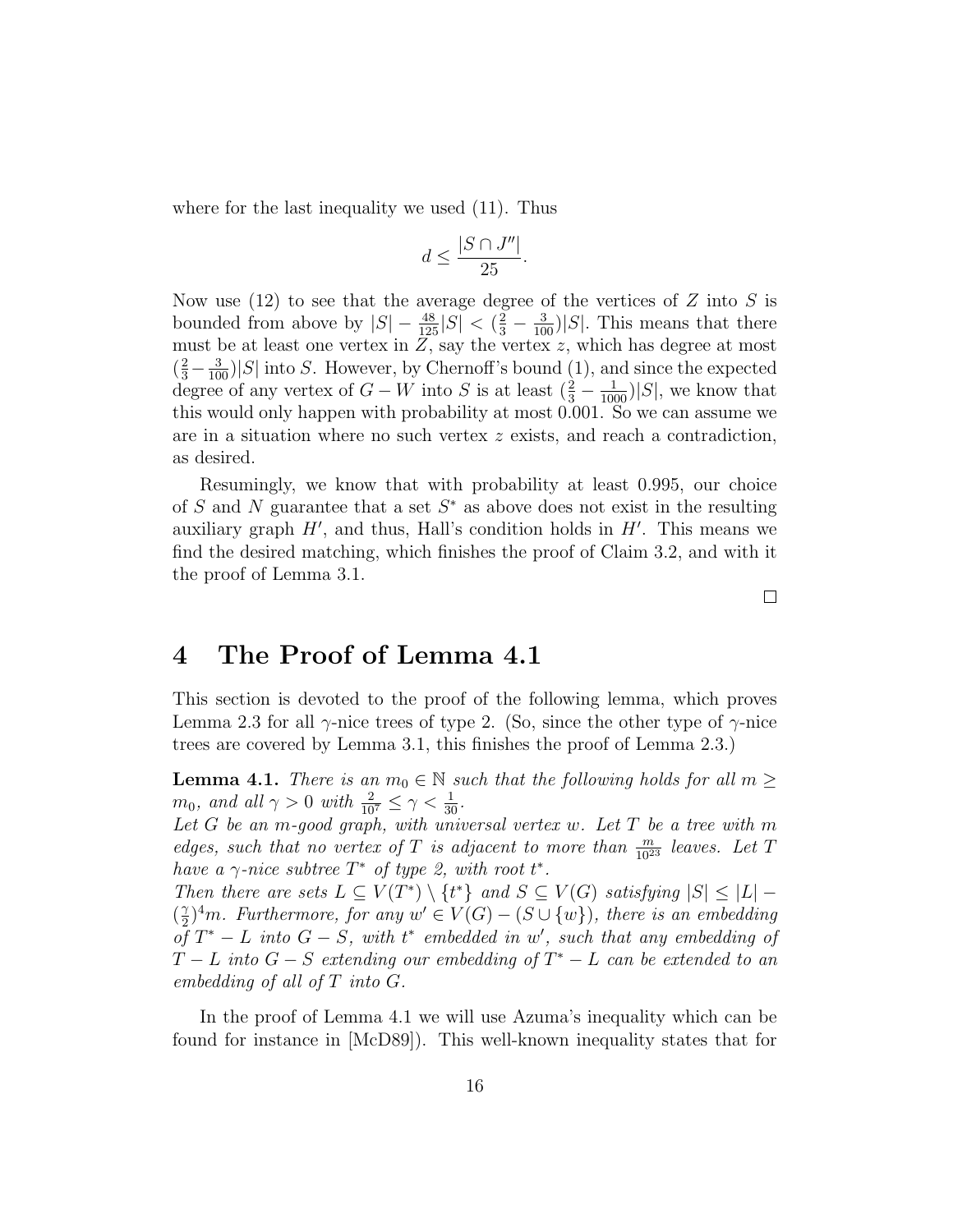where for the last inequality we used (11). Thus

$$d \leq \frac{|S \cap J''|}{25}.$$

Now use (12) to see that the average degree of the vertices of $Z$ into $S$ is bounded from above by $|S| - \frac{48}{125}|S| < (\frac{2}{3} - \frac{3}{100})|S|$. This means that there must be at least one vertex in $Z$, say the vertex $z$, which has degree at most $(\frac{2}{3} - \frac{3}{100})|S|$ into $S$. However, by Chernoff's bound (1), and since the expected degree of any vertex of $G - W$ into $S$ is at least $(\frac{2}{3} - \frac{1}{1000})|S|$, we know that this would only happen with probability at most 0.001. So we can assume we are in a situation where no such vertex $z$ exists, and reach a contradiction, as desired.

Resumingly, we know that with probability at least 0.995, our choice of $S$ and $N$ guarantee that a set $S^*$ as above does not exist in the resulting auxiliary graph $H'$, and thus, Hall's condition holds in $H'$. This means we find the desired matching, which finishes the proof of Claim 3.2, and with it the proof of Lemma 3.1.

□

# 4 The Proof of Lemma 4.1

This section is devoted to the proof of the following lemma, which proves Lemma 2.3 for all $\gamma$-nice trees of type 2. (So, since the other type of $\gamma$-nice trees are covered by Lemma 3.1, this finishes the proof of Lemma 2.3.)

**Lemma 4.1.** *There is an $m_0 \in \mathbb{N}$ such that the following holds for all $m \geq m_0$, and all $\gamma > 0$ with $\frac{2}{10^7} \leq \gamma < \frac{1}{30}$.*
*Let $G$ be an $m$-good graph, with universal vertex $w$. Let $T$ be a tree with $m$ edges, such that no vertex of $T$ is adjacent to more than $\frac{m}{10^{23}}$ leaves. Let $T$ have a $\gamma$-nice subtree $T^*$ of type 2, with root $t^*$.*
*Then there are sets $L \subseteq V(T^*) \setminus \{t^*\}$ and $S \subseteq V(G)$ satisfying $|S| \leq |L| - (\frac{\gamma}{2})^4 m$. Furthermore, for any $w' \in V(G) - (S \cup \{w\})$, there is an embedding of $T^* - L$ into $G - S$, with $t^*$ embedded in $w'$, such that any embedding of $T - L$ into $G - S$ extending our embedding of $T^* - L$ can be extended to an embedding of all of $T$ into $G$.*

In the proof of Lemma 4.1 we will use Azuma's inequality which can be found for instance in [McD89]). This well-known inequality states that for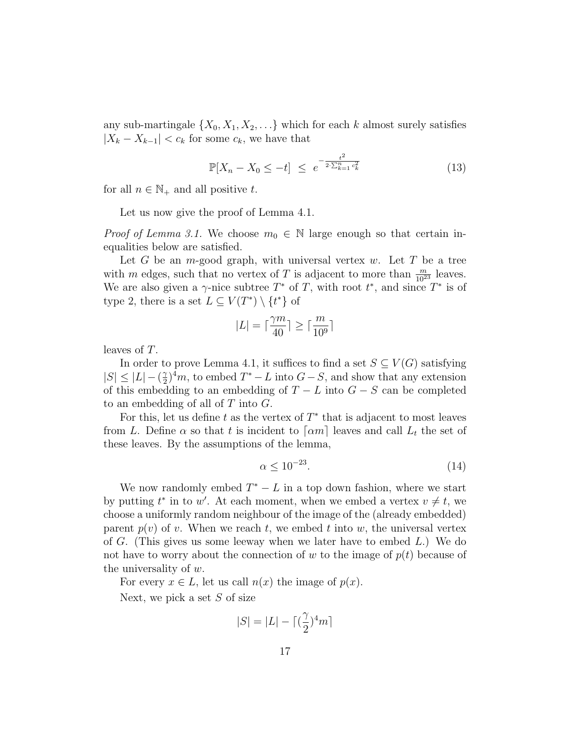any sub-martingale $\{X_0, X_1, X_2, \ldots\}$ which for each $k$ almost surely satisfies $|X_k - X_{k-1}| < c_k$ for some $c_k$, we have that

$$\mathbb{P}[X_n - X_0 \leq -t] \ \leq \ e^{-\frac{t^2}{2\cdot\sum_{k=1}^{n} c_k^2}} \tag{13}$$

for all $n \in \mathbb{N}_+$ and all positive $t$.

Let us now give the proof of Lemma 4.1.

*Proof of Lemma 3.1.* We choose $m_0 \in \mathbb{N}$ large enough so that certain inequalities below are satisfied.

Let $G$ be an $m$-good graph, with universal vertex $w$. Let $T$ be a tree with $m$ edges, such that no vertex of $T$ is adjacent to more than $\frac{m}{10^{23}}$ leaves. We are also given a $\gamma$-nice subtree $T^*$ of $T$, with root $t^*$, and since $T^*$ is of type 2, there is a set $L \subseteq V(T^*) \setminus \{t^*\}$ of

$$|L| = \lceil \frac{\gamma m}{40} \rceil \geq \lceil \frac{m}{10^9} \rceil$$

leaves of $T$.

In order to prove Lemma 4.1, it suffices to find a set $S \subseteq V(G)$ satisfying $|S| \leq |L| - (\frac{\gamma}{2})^4 m$, to embed $T^* - L$ into $G - S$, and show that any extension of this embedding to an embedding of $T - L$ into $G - S$ can be completed to an embedding of all of $T$ into $G$.

For this, let us define $t$ as the vertex of $T^*$ that is adjacent to most leaves from $L$. Define $\alpha$ so that $t$ is incident to $\lceil \alpha m \rceil$ leaves and call $L_t$ the set of these leaves. By the assumptions of the lemma,

$$\alpha \leq 10^{-23}. \tag{14}$$

We now randomly embed $T^* - L$ in a top down fashion, where we start by putting $t^*$ in to $w'$. At each moment, when we embed a vertex $v \neq t$, we choose a uniformly random neighbour of the image of the (already embedded) parent $p(v)$ of $v$. When we reach $t$, we embed $t$ into $w$, the universal vertex of $G$. (This gives us some leeway when we later have to embed $L$.) We do not have to worry about the connection of $w$ to the image of $p(t)$ because of the universality of $w$.

For every $x \in L$, let us call $n(x)$ the image of $p(x)$.

Next, we pick a set $S$ of size

$$|S| = |L| - \lceil (\frac{\gamma}{2})^4 m \rceil$$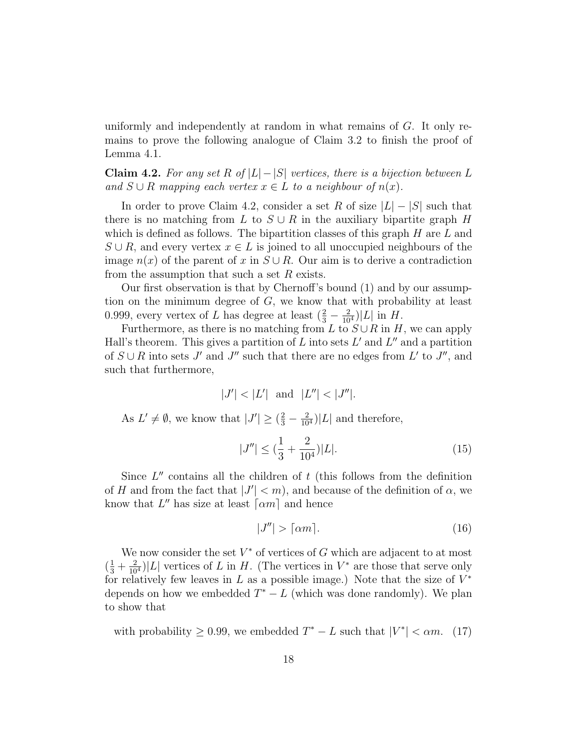uniformly and independently at random in what remains of $G$. It only remains to prove the following analogue of Claim 3.2 to finish the proof of Lemma 4.1.

**Claim 4.2.** *For any set $R$ of $|L|-|S|$ vertices, there is a bijection between $L$ and $S \cup R$ mapping each vertex $x \in L$ to a neighbour of $n(x)$.*

In order to prove Claim 4.2, consider a set $R$ of size $|L|-|S|$ such that there is no matching from $L$ to $S \cup R$ in the auxiliary bipartite graph $H$ which is defined as follows. The bipartition classes of this graph $H$ are $L$ and $S \cup R$, and every vertex $x \in L$ is joined to all unoccupied neighbours of the image $n(x)$ of the parent of $x$ in $S \cup R$. Our aim is to derive a contradiction from the assumption that such a set $R$ exists.

Our first observation is that by Chernoff's bound (1) and by our assumption on the minimum degree of $G$, we know that with probability at least 0.999, every vertex of $L$ has degree at least $(\frac{2}{3} - \frac{2}{10^4})|L|$ in $H$.

Furthermore, as there is no matching from $L$ to $S \cup R$ in $H$, we can apply Hall's theorem. This gives a partition of $L$ into sets $L'$ and $L''$ and a partition of $S \cup R$ into sets $J'$ and $J''$ such that there are no edges from $L'$ to $J''$, and such that furthermore,

$$|J'| < |L'| \text{ and } |L''| < |J''|.$$

As $L' \neq \emptyset$, we know that $|J'| \geq (\frac{2}{3} - \frac{2}{10^4})|L|$ and therefore,

$$|J''| \leq (\frac{1}{3} + \frac{2}{10^4})|L|. \tag{15}$$

Since $L''$ contains all the children of $t$ (this follows from the definition of $H$ and from the fact that $|J'| < m$), and because of the definition of $\alpha$, we know that $L''$ has size at least $\lceil \alpha m \rceil$ and hence

$$|J''| > \lceil \alpha m \rceil. \tag{16}$$

We now consider the set $V^*$ of vertices of $G$ which are adjacent to at most $(\frac{1}{3} + \frac{2}{10^4})|L|$ vertices of $L$ in $H$. (The vertices in $V^*$ are those that serve only for relatively few leaves in $L$ as a possible image.) Note that the size of $V^*$ depends on how we embedded $T^* - L$ (which was done randomly). We plan to show that

$$\text{with probability} \geq 0.99, \text{ we embedded } T^* - L \text{ such that } |V^*| < \alpha m. \tag{17}$$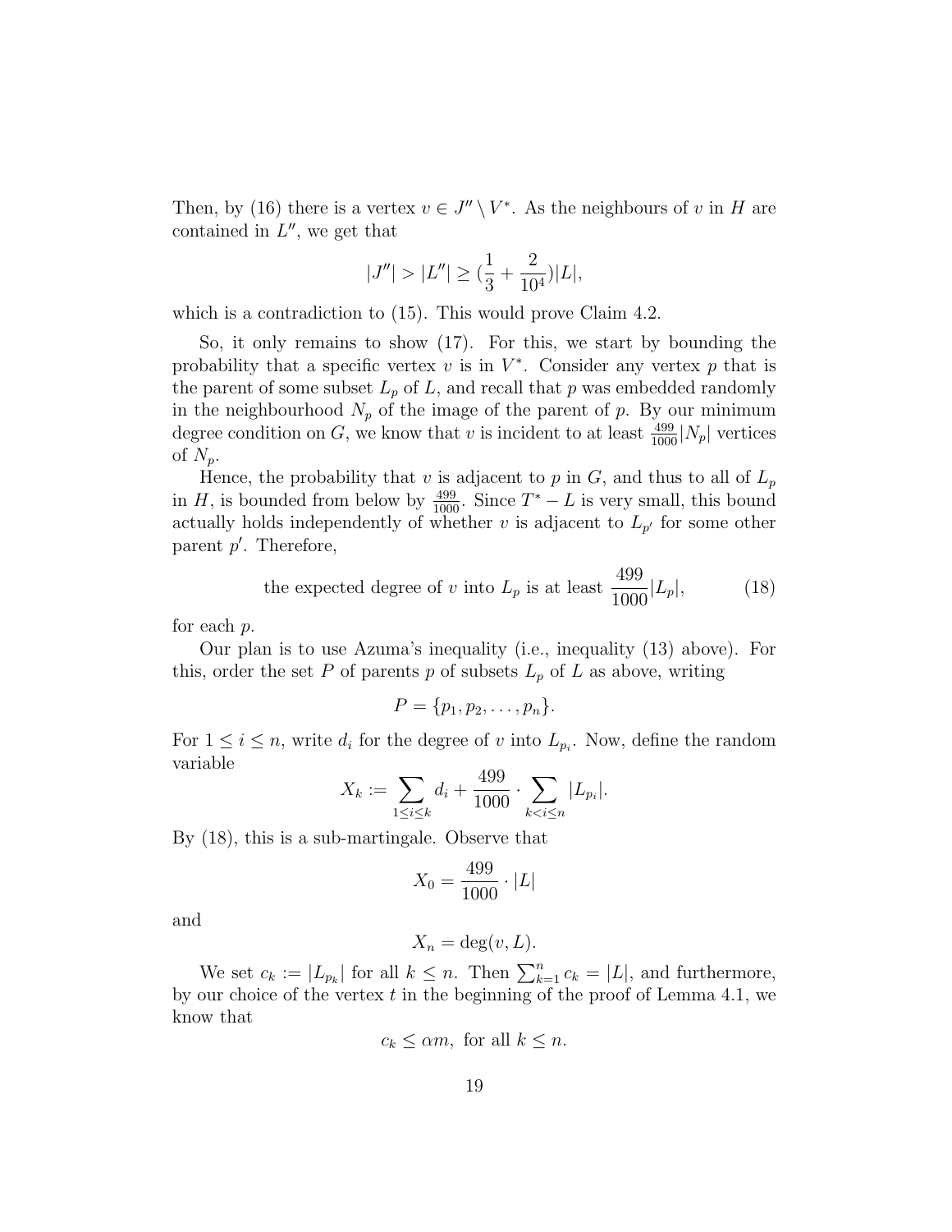Then, by (16) there is a vertex $v \in J'' \setminus V^*$. As the neighbours of $v$ in $H$ are contained in $L''$, we get that

$$|J''| > |L''| \geq (\frac{1}{3} + \frac{2}{10^4})|L|,$$

which is a contradiction to (15). This would prove Claim 4.2.

So, it only remains to show (17). For this, we start by bounding the probability that a specific vertex $v$ is in $V^*$. Consider any vertex $p$ that is the parent of some subset $L_p$ of $L$, and recall that $p$ was embedded randomly in the neighbourhood $N_p$ of the image of the parent of $p$. By our minimum degree condition on $G$, we know that $v$ is incident to at least $\frac{499}{1000}|N_p|$ vertices of $N_p$.

Hence, the probability that $v$ is adjacent to $p$ in $G$, and thus to all of $L_p$ in $H$, is bounded from below by $\frac{499}{1000}$. Since $T^* - L$ is very small, this bound actually holds independently of whether $v$ is adjacent to $L_{p'}$ for some other parent $p'$. Therefore,

$$\text{the expected degree of } v \text{ into } L_p \text{ is at least } \frac{499}{1000}|L_p|, \tag{18}$$

for each $p$.

Our plan is to use Azuma's inequality (i.e., inequality (13) above). For this, order the set $P$ of parents $p$ of subsets $L_p$ of $L$ as above, writing

$$P = \{p_1, p_2, \ldots, p_n\}.$$

For $1 \leq i \leq n$, write $d_i$ for the degree of $v$ into $L_{p_i}$. Now, define the random variable

$$X_k := \sum_{1 \leq i \leq k} d_i + \frac{499}{1000} \cdot \sum_{k < i \leq n} |L_{p_i}|.$$

By (18), this is a sub-martingale. Observe that

$$X_0 = \frac{499}{1000} \cdot |L|$$

and

$$X_n = \deg(v, L).$$

We set $c_k := |L_{p_k}|$ for all $k \leq n$. Then $\sum_{k=1}^{n} c_k = |L|$, and furthermore, by our choice of the vertex $t$ in the beginning of the proof of Lemma 4.1, we know that

$$c_k \leq \alpha m, \text{ for all } k \leq n.$$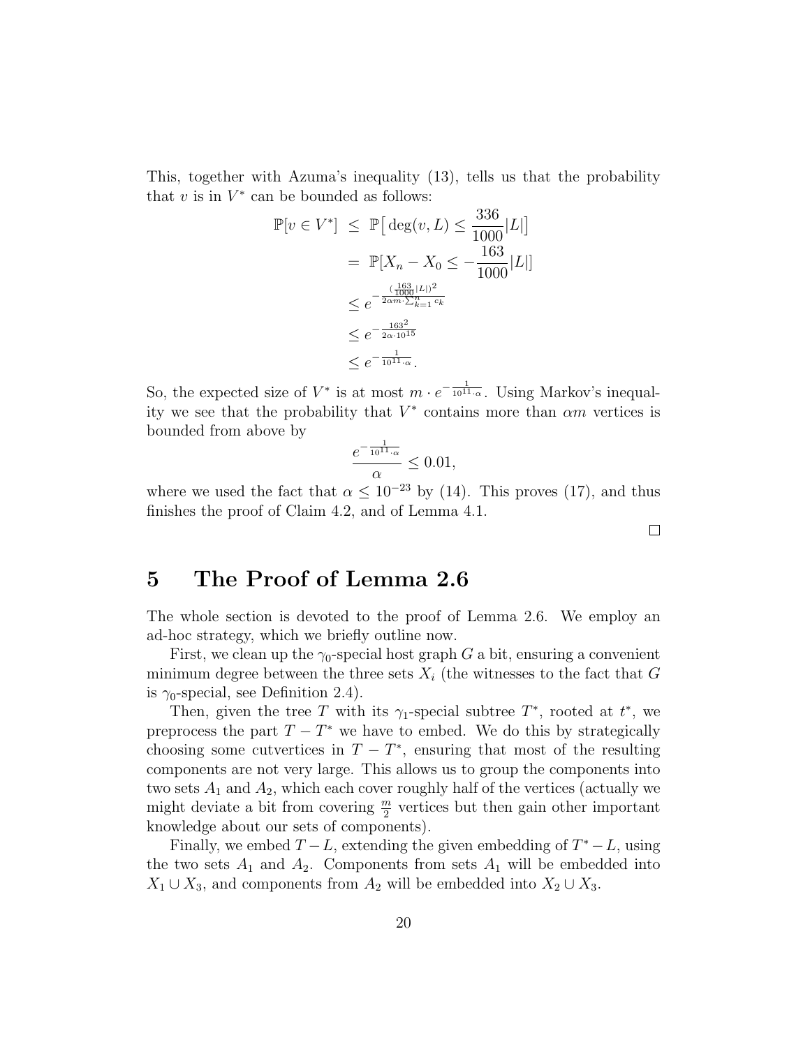This, together with Azuma's inequality (13), tells us that the probability that $v$ is in $V^*$ can be bounded as follows:

$$
\begin{aligned}
\mathbb{P}[v \in V^*] &\leq \mathbb{P}\big[\deg(v, L) \leq \frac{336}{1000}|L|\big] \\
&= \mathbb{P}[X_n - X_0 \leq -\frac{163}{1000}|L|] \\
&\leq e^{-\frac{(\frac{163}{1000}|L|)^2}{2\alpha m \cdot \sum_{k=1}^{n} c_k}} \\
&\leq e^{-\frac{163^2}{2\alpha \cdot 10^{15}}} \\
&\leq e^{-\frac{1}{10^{11} \cdot \alpha}}.
\end{aligned}
$$

So, the expected size of $V^*$ is at most $m \cdot e^{-\frac{1}{10^{11} \cdot \alpha}}$. Using Markov's inequality we see that the probability that $V^*$ contains more than $\alpha m$ vertices is bounded from above by

$$
\frac{e^{-\frac{1}{10^{11} \cdot \alpha}}}{\alpha} \leq 0.01,
$$

where we used the fact that $\alpha \leq 10^{-23}$ by (14). This proves (17), and thus finishes the proof of Claim 4.2, and of Lemma 4.1.

□

# 5 The Proof of Lemma 2.6

The whole section is devoted to the proof of Lemma 2.6. We employ an ad-hoc strategy, which we briefly outline now.

First, we clean up the $\gamma_0$-special host graph $G$ a bit, ensuring a convenient minimum degree between the three sets $X_i$ (the witnesses to the fact that $G$ is $\gamma_0$-special, see Definition 2.4).

Then, given the tree $T$ with its $\gamma_1$-special subtree $T^*$, rooted at $t^*$, we preprocess the part $T - T^*$ we have to embed. We do this by strategically choosing some cutvertices in $T - T^*$, ensuring that most of the resulting components are not very large. This allows us to group the components into two sets $A_1$ and $A_2$, which each cover roughly half of the vertices (actually we might deviate a bit from covering $\frac{m}{2}$ vertices but then gain other important knowledge about our sets of components).

Finally, we embed $T - L$, extending the given embedding of $T^* - L$, using the two sets $A_1$ and $A_2$. Components from sets $A_1$ will be embedded into $X_1 \cup X_3$, and components from $A_2$ will be embedded into $X_2 \cup X_3$.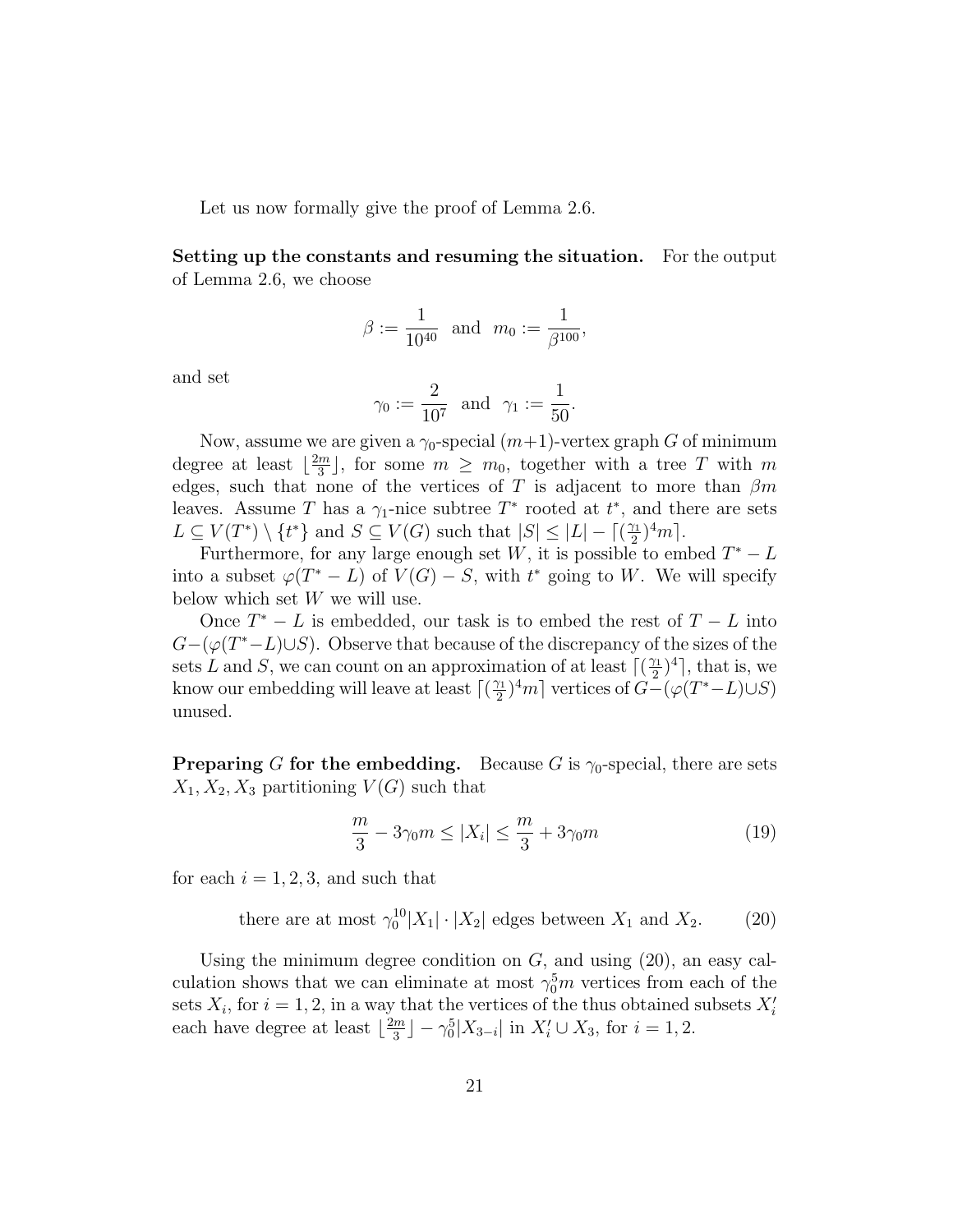Let us now formally give the proof of Lemma 2.6.

**Setting up the constants and resuming the situation.** For the output of Lemma 2.6, we choose

$$\beta := \frac{1}{10^{40}} \ \text{ and } \ m_0 := \frac{1}{\beta^{100}},$$

and set

$$\gamma_0 := \frac{2}{10^7} \ \text{ and } \ \gamma_1 := \frac{1}{50}.$$

Now, assume we are given a $\gamma_0$-special $(m+1)$-vertex graph $G$ of minimum degree at least $\lfloor \frac{2m}{3} \rfloor$, for some $m \geq m_0$, together with a tree $T$ with $m$ edges, such that none of the vertices of $T$ is adjacent to more than $\beta m$ leaves. Assume $T$ has a $\gamma_1$-nice subtree $T^*$ rooted at $t^*$, and there are sets $L \subseteq V(T^*) \setminus \{t^*\}$ and $S \subseteq V(G)$ such that $|S| \leq |L| - \lceil (\frac{\gamma_1}{2})^4 m \rceil$.

Furthermore, for any large enough set $W$, it is possible to embed $T^* - L$ into a subset $\varphi(T^* - L)$ of $V(G) - S$, with $t^*$ going to $W$. We will specify below which set $W$ we will use.

Once $T^* - L$ is embedded, our task is to embed the rest of $T - L$ into $G - (\varphi(T^* - L) \cup S)$. Observe that because of the discrepancy of the sizes of the sets $L$ and $S$, we can count on an approximation of at least $\lceil (\frac{\gamma_1}{2})^4 \rceil$, that is, we know our embedding will leave at least $\lceil (\frac{\gamma_1}{2})^4 m \rceil$ vertices of $G - (\varphi(T^* - L) \cup S)$ unused.

**Preparing $G$ for the embedding.** Because $G$ is $\gamma_0$-special, there are sets $X_1, X_2, X_3$ partitioning $V(G)$ such that

$$\frac{m}{3} - 3\gamma_0 m \leq |X_i| \leq \frac{m}{3} + 3\gamma_0 m \tag{19}$$

for each $i = 1, 2, 3$, and such that

$$\text{there are at most } \gamma_0^{10} |X_1| \cdot |X_2| \text{ edges between } X_1 \text{ and } X_2. \tag{20}$$

Using the minimum degree condition on $G$, and using (20), an easy calculation shows that we can eliminate at most $\gamma_0^5 m$ vertices from each of the sets $X_i$, for $i = 1, 2$, in a way that the vertices of the thus obtained subsets $X_i'$ each have degree at least $\lfloor \frac{2m}{3} \rfloor - \gamma_0^5 |X_{3-i}|$ in $X_i' \cup X_3$, for $i = 1, 2$.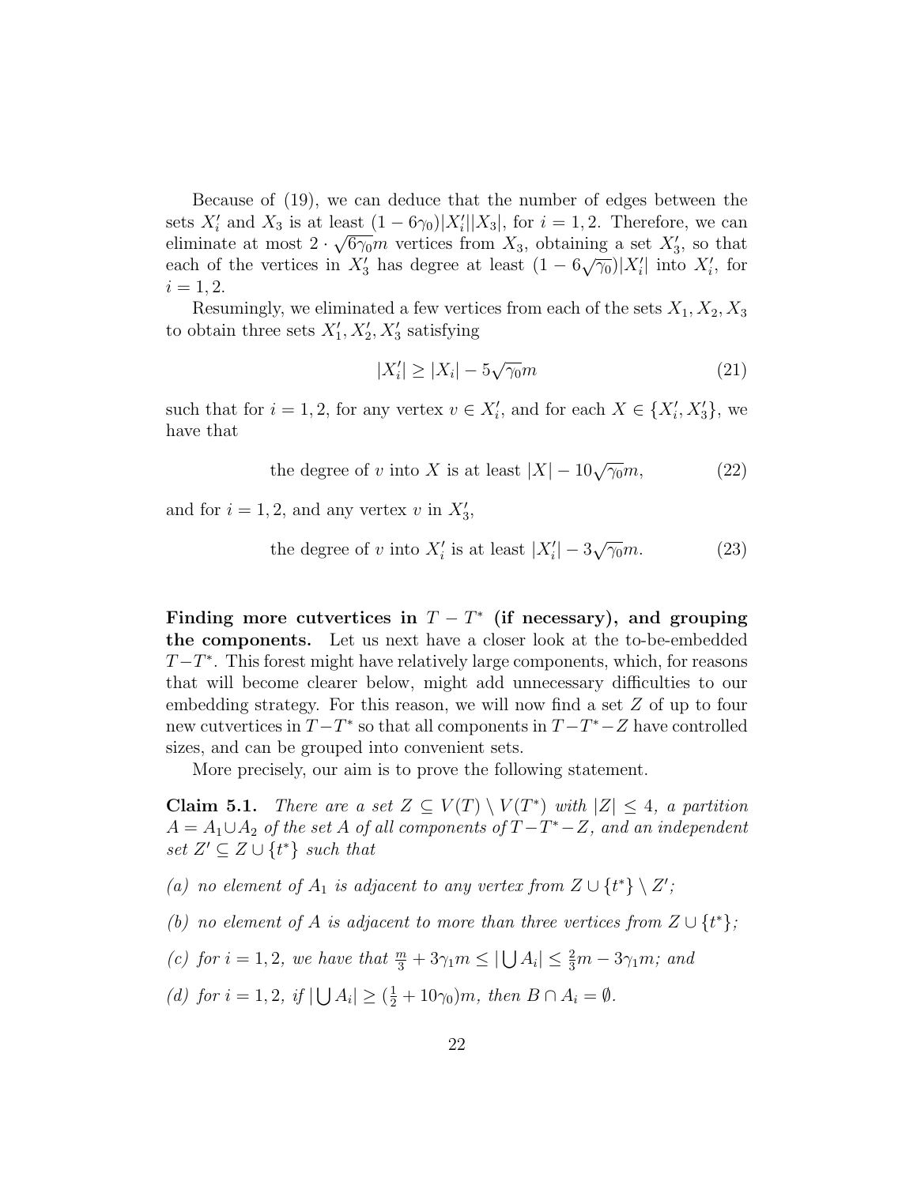Because of (19), we can deduce that the number of edges between the sets $X'_i$ and $X_3$ is at least $(1 - 6\gamma_0)|X'_i||X_3|$, for $i = 1, 2$. Therefore, we can eliminate at most $2 \cdot \sqrt{6\gamma_0}m$ vertices from $X_3$, obtaining a set $X'_3$, so that each of the vertices in $X'_3$ has degree at least $(1 - 6\sqrt{\gamma_0})|X'_i|$ into $X'_i$, for $i = 1, 2$.

Resumingly, we eliminated a few vertices from each of the sets $X_1, X_2, X_3$ to obtain three sets $X'_1, X'_2, X'_3$ satisfying

$$|X'_i| \geq |X_i| - 5\sqrt{\gamma_0}m \tag{21}$$

such that for $i = 1, 2$, for any vertex $v \in X'_i$, and for each $X \in \{X'_i, X'_3\}$, we have that

$$\text{the degree of } v \text{ into } X \text{ is at least } |X| - 10\sqrt{\gamma_0}m, \tag{22}$$

and for $i = 1, 2$, and any vertex $v$ in $X'_3$,

$$\text{the degree of } v \text{ into } X'_i \text{ is at least } |X'_i| - 3\sqrt{\gamma_0}m. \tag{23}$$

**Finding more cutvertices in $T - T^*$ (if necessary), and grouping the components.** Let us next have a closer look at the to-be-embedded $T - T^*$. This forest might have relatively large components, which, for reasons that will become clearer below, might add unnecessary difficulties to our embedding strategy. For this reason, we will now find a set $Z$ of up to four new cutvertices in $T - T^*$ so that all components in $T - T^* - Z$ have controlled sizes, and can be grouped into convenient sets.

More precisely, our aim is to prove the following statement.

**Claim 5.1.** *There are a set $Z \subseteq V(T) \setminus V(T^*)$ with $|Z| \leq 4$, a partition $A = A_1 \cup A_2$ of the set $A$ of all components of $T - T^* - Z$, and an independent set $Z' \subseteq Z \cup \{t^*\}$ such that*

*(a) no element of $A_1$ is adjacent to any vertex from $Z \cup \{t^*\} \setminus Z'$;*

*(b) no element of $A$ is adjacent to more than three vertices from $Z \cup \{t^*\}$;*

*(c) for $i = 1, 2$, we have that $\frac{m}{3} + 3\gamma_1 m \leq |\bigcup A_i| \leq \frac{2}{3}m - 3\gamma_1 m$; and*

*(d) for $i = 1, 2$, if $|\bigcup A_i| \geq (\frac{1}{2} + 10\gamma_0)m$, then $B \cap A_i = \emptyset$.*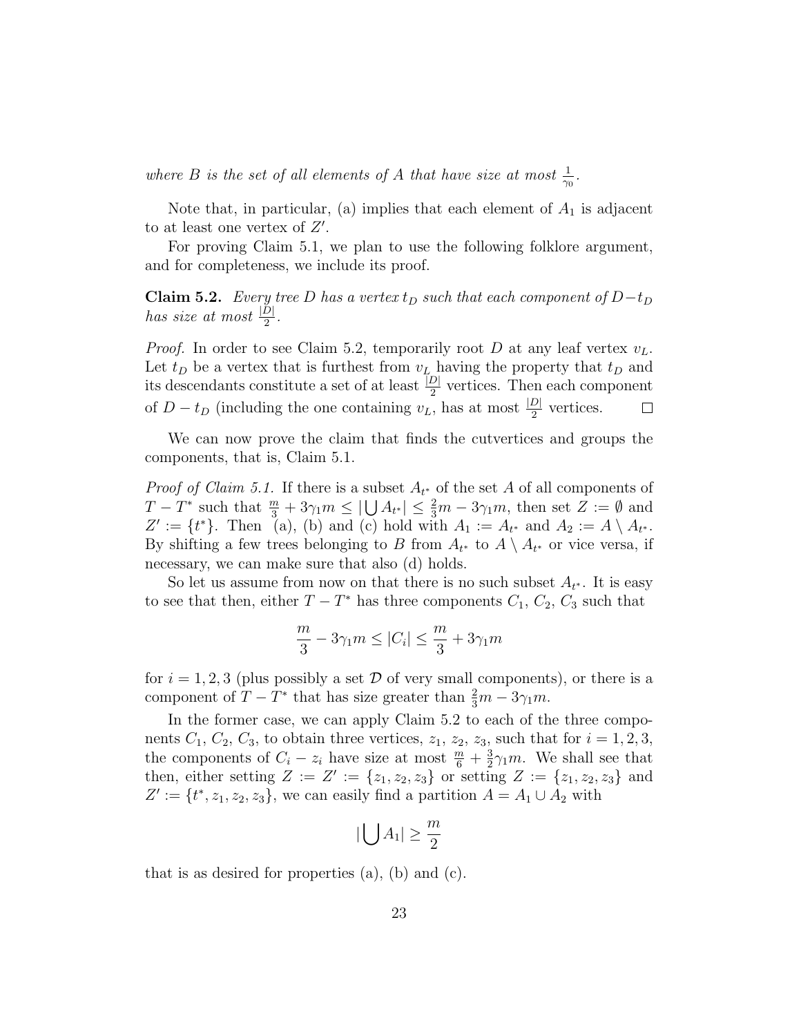*where $B$ is the set of all elements of $A$ that have size at most $\frac{1}{\gamma_0}$.*

Note that, in particular, (a) implies that each element of $A_1$ is adjacent to at least one vertex of $Z'$.

For proving Claim 5.1, we plan to use the following folklore argument, and for completeness, we include its proof.

**Claim 5.2.** *Every tree $D$ has a vertex $t_D$ such that each component of $D - t_D$ has size at most $\frac{|D|}{2}$.*

*Proof.* In order to see Claim 5.2, temporarily root $D$ at any leaf vertex $v_L$. Let $t_D$ be a vertex that is furthest from $v_L$ having the property that $t_D$ and its descendants constitute a set of at least $\frac{|D|}{2}$ vertices. Then each component of $D - t_D$ (including the one containing $v_L$, has at most $\frac{|D|}{2}$ vertices. □

We can now prove the claim that finds the cutvertices and groups the components, that is, Claim 5.1.

*Proof of Claim 5.1.* If there is a subset $A_{t^*}$ of the set $A$ of all components of $T - T^*$ such that $\frac{m}{3} + 3\gamma_1 m \leq |\bigcup A_{t^*}| \leq \frac{2}{3}m - 3\gamma_1 m$, then set $Z := \emptyset$ and $Z' := \{t^*\}$. Then (a), (b) and (c) hold with $A_1 := A_{t^*}$ and $A_2 := A \setminus A_{t^*}$. By shifting a few trees belonging to $B$ from $A_{t^*}$ to $A \setminus A_{t^*}$ or vice versa, if necessary, we can make sure that also (d) holds.

So let us assume from now on that there is no such subset $A_{t^*}$. It is easy to see that then, either $T - T^*$ has three components $C_1$, $C_2$, $C_3$ such that

$$\frac{m}{3} - 3\gamma_1 m \leq |C_i| \leq \frac{m}{3} + 3\gamma_1 m$$

for $i = 1, 2, 3$ (plus possibly a set $\mathcal{D}$ of very small components), or there is a component of $T - T^*$ that has size greater than $\frac{2}{3}m - 3\gamma_1 m$.

In the former case, we can apply Claim 5.2 to each of the three components $C_1$, $C_2$, $C_3$, to obtain three vertices, $z_1$, $z_2$, $z_3$, such that for $i = 1, 2, 3$, the components of $C_i - z_i$ have size at most $\frac{m}{6} + \frac{3}{2}\gamma_1 m$. We shall see that then, either setting $Z := Z' := \{z_1, z_2, z_3\}$ or setting $Z := \{z_1, z_2, z_3\}$ and $Z' := \{t^*, z_1, z_2, z_3\}$, we can easily find a partition $A = A_1 \cup A_2$ with

$$|\bigcup A_1| \geq \frac{m}{2}$$

that is as desired for properties (a), (b) and (c).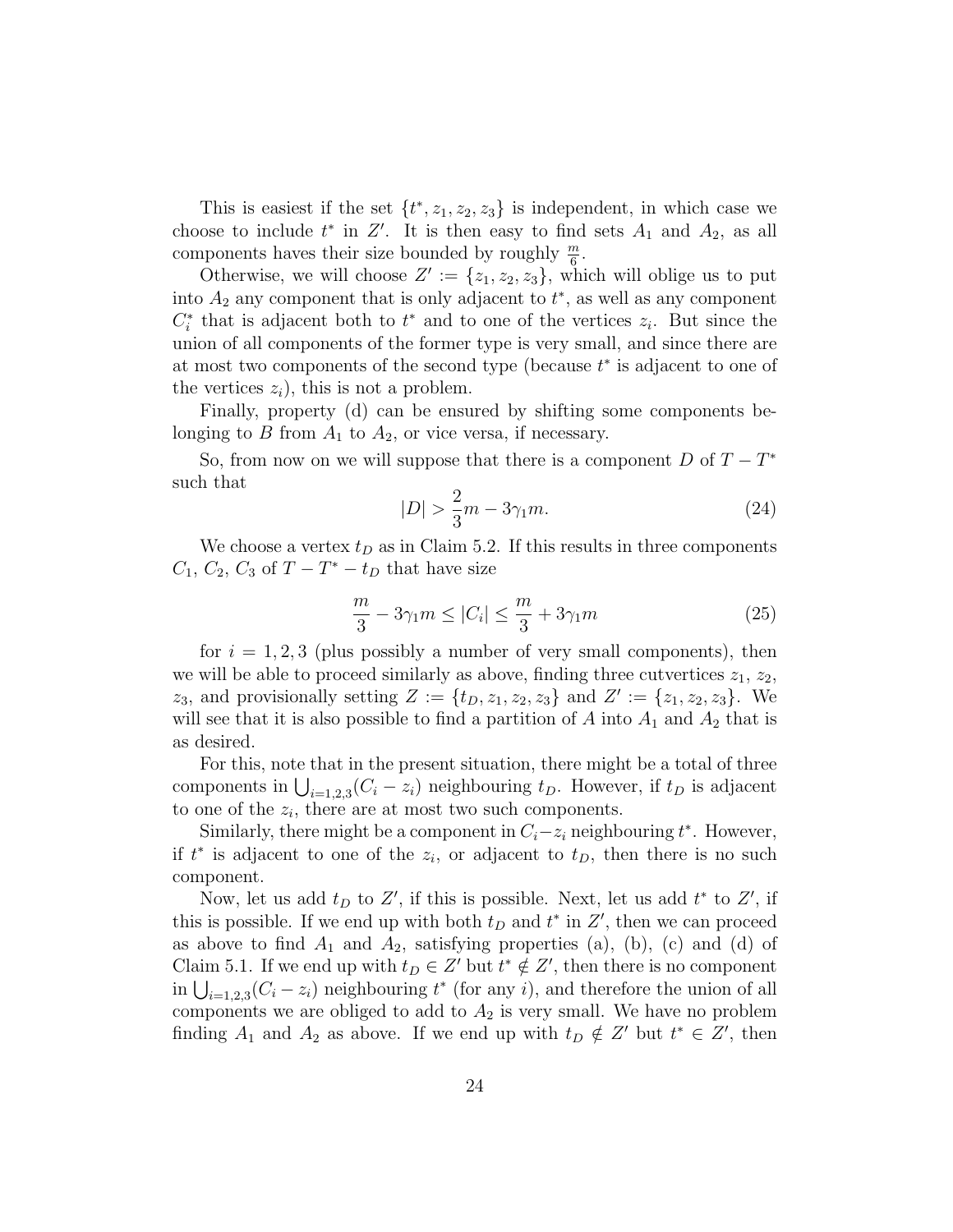This is easiest if the set $\{t^*, z_1, z_2, z_3\}$ is independent, in which case we choose to include $t^*$ in $Z'$. It is then easy to find sets $A_1$ and $A_2$, as all components haves their size bounded by roughly $\frac{m}{6}$.

Otherwise, we will choose $Z' := \{z_1, z_2, z_3\}$, which will oblige us to put into $A_2$ any component that is only adjacent to $t^*$, as well as any component $C_i^*$ that is adjacent both to $t^*$ and to one of the vertices $z_i$. But since the union of all components of the former type is very small, and since there are at most two components of the second type (because $t^*$ is adjacent to one of the vertices $z_i$), this is not a problem.

Finally, property (d) can be ensured by shifting some components belonging to $B$ from $A_1$ to $A_2$, or vice versa, if necessary.

So, from now on we will suppose that there is a component $D$ of $T - T^*$ such that

$$|D| > \frac{2}{3}m - 3\gamma_1 m. \tag{24}$$

We choose a vertex $t_D$ as in Claim 5.2. If this results in three components $C_1$, $C_2$, $C_3$ of $T - T^* - t_D$ that have size

$$\frac{m}{3} - 3\gamma_1 m \leq |C_i| \leq \frac{m}{3} + 3\gamma_1 m \tag{25}$$

for $i = 1, 2, 3$ (plus possibly a number of very small components), then we will be able to proceed similarly as above, finding three cutvertices $z_1$, $z_2$, $z_3$, and provisionally setting $Z := \{t_D, z_1, z_2, z_3\}$ and $Z' := \{z_1, z_2, z_3\}$. We will see that it is also possible to find a partition of $A$ into $A_1$ and $A_2$ that is as desired.

For this, note that in the present situation, there might be a total of three components in $\bigcup_{i=1,2,3}(C_i - z_i)$ neighbouring $t_D$. However, if $t_D$ is adjacent to one of the $z_i$, there are at most two such components.

Similarly, there might be a component in $C_i - z_i$ neighbouring $t^*$. However, if $t^*$ is adjacent to one of the $z_i$, or adjacent to $t_D$, then there is no such component.

Now, let us add $t_D$ to $Z'$, if this is possible. Next, let us add $t^*$ to $Z'$, if this is possible. If we end up with both $t_D$ and $t^*$ in $Z'$, then we can proceed as above to find $A_1$ and $A_2$, satisfying properties (a), (b), (c) and (d) of Claim 5.1. If we end up with $t_D \in Z'$ but $t^* \notin Z'$, then there is no component in $\bigcup_{i=1,2,3}(C_i - z_i)$ neighbouring $t^*$ (for any $i$), and therefore the union of all components we are obliged to add to $A_2$ is very small. We have no problem finding $A_1$ and $A_2$ as above. If we end up with $t_D \notin Z'$ but $t^* \in Z'$, then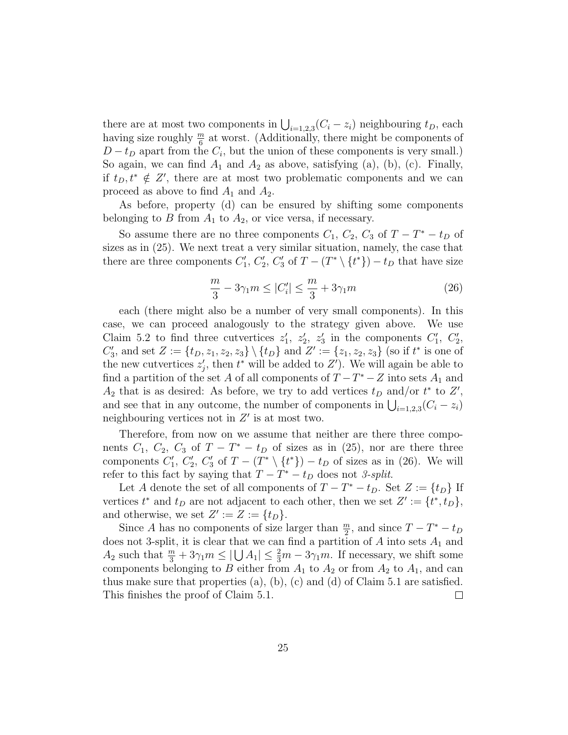there are at most two components in $\bigcup_{i=1,2,3}(C_i - z_i)$ neighbouring $t_D$, each having size roughly $\frac{m}{6}$ at worst. (Additionally, there might be components of $D - t_D$ apart from the $C_i$, but the union of these components is very small.) So again, we can find $A_1$ and $A_2$ as above, satisfying (a), (b), (c). Finally, if $t_D, t^* \notin Z'$, there are at most two problematic components and we can proceed as above to find $A_1$ and $A_2$.

As before, property (d) can be ensured by shifting some components belonging to $B$ from $A_1$ to $A_2$, or vice versa, if necessary.

So assume there are no three components $C_1$, $C_2$, $C_3$ of $T - T^* - t_D$ of sizes as in (25). We next treat a very similar situation, namely, the case that there are three components $C'_1$, $C'_2$, $C'_3$ of $T - (T^* \setminus \{t^*\}) - t_D$ that have size

$$\frac{m}{3} - 3\gamma_1 m \leq |C'_i| \leq \frac{m}{3} + 3\gamma_1 m \tag{26}$$

each (there might also be a number of very small components). In this case, we can proceed analogously to the strategy given above. We use Claim 5.2 to find three cutvertices $z'_1$, $z'_2$, $z'_3$ in the components $C'_1$, $C'_2$, $C'_3$, and set $Z := \{t_D, z_1, z_2, z_3\} \setminus \{t_D\}$ and $Z' := \{z_1, z_2, z_3\}$ (so if $t^*$ is one of the new cutvertices $z'_j$, then $t^*$ will be added to $Z'$). We will again be able to find a partition of the set $A$ of all components of $T - T^* - Z$ into sets $A_1$ and $A_2$ that is as desired: As before, we try to add vertices $t_D$ and/or $t^*$ to $Z'$, and see that in any outcome, the number of components in $\bigcup_{i=1,2,3}(C_i - z_i)$ neighbouring vertices not in $Z'$ is at most two.

Therefore, from now on we assume that neither are there three components $C_1$, $C_2$, $C_3$ of $T - T^* - t_D$ of sizes as in (25), nor are there three components $C'_1$, $C'_2$, $C'_3$ of $T - (T^* \setminus \{t^*\}) - t_D$ of sizes as in (26). We will refer to this fact by saying that $T - T^* - t_D$ does not *3-split*.

Let $A$ denote the set of all components of $T - T^* - t_D$. Set $Z := \{t_D\}$ If vertices $t^*$ and $t_D$ are not adjacent to each other, then we set $Z' := \{t^*, t_D\}$, and otherwise, we set $Z' := Z := \{t_D\}$.

Since $A$ has no components of size larger than $\frac{m}{2}$, and since $T - T^* - t_D$ does not 3-split, it is clear that we can find a partition of $A$ into sets $A_1$ and $A_2$ such that $\frac{m}{3} + 3\gamma_1 m \leq |\bigcup A_1| \leq \frac{2}{3}m - 3\gamma_1 m$. If necessary, we shift some components belonging to $B$ either from $A_1$ to $A_2$ or from $A_2$ to $A_1$, and can thus make sure that properties (a), (b), (c) and (d) of Claim 5.1 are satisfied. This finishes the proof of Claim 5.1. □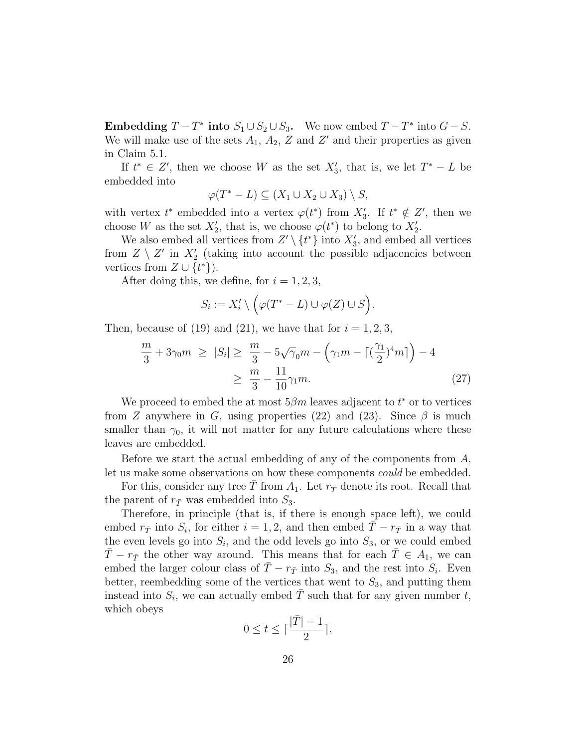**Embedding $T - T^*$ into $S_1 \cup S_2 \cup S_3$.** We now embed $T - T^*$ into $G - S$. We will make use of the sets $A_1$, $A_2$, $Z$ and $Z'$ and their properties as given in Claim 5.1.

If $t^* \in Z'$, then we choose $W$ as the set $X_3'$, that is, we let $T^* - L$ be embedded into

$$\varphi(T^* - L) \subseteq (X_1 \cup X_2 \cup X_3) \setminus S,$$

with vertex $t^*$ embedded into a vertex $\varphi(t^*)$ from $X_3'$. If $t^* \notin Z'$, then we choose $W$ as the set $X_2'$, that is, we choose $\varphi(t^*)$ to belong to $X_2'$.

We also embed all vertices from $Z' \setminus \{t^*\}$ into $X_3'$, and embed all vertices from $Z \setminus Z'$ in $X_2'$ (taking into account the possible adjacencies between vertices from $Z \cup \{t^*\}$).

After doing this, we define, for $i = 1, 2, 3$,

$$S_i := X_i' \setminus \Big(\varphi(T^* - L) \cup \varphi(Z) \cup S\Big).$$

Then, because of (19) and (21), we have that for $i = 1, 2, 3$,

$$\begin{aligned}\frac{m}{3} + 3\gamma_0 m \ \geq \ |S_i| \geq \ & \frac{m}{3} - 5\sqrt{\gamma}_0 m - \Big(\gamma_1 m - \lceil (\frac{\gamma_1}{2})^4 m \rceil\Big) - 4 \\ \geq \ & \frac{m}{3} - \frac{11}{10}\gamma_1 m. \end{aligned} \tag{27}$$

We proceed to embed the at most $5\beta m$ leaves adjacent to $t^*$ or to vertices from $Z$ anywhere in $G$, using properties (22) and (23). Since $\beta$ is much smaller than $\gamma_0$, it will not matter for any future calculations where these leaves are embedded.

Before we start the actual embedding of any of the components from $A$, let us make some observations on how these components *could* be embedded.

For this, consider any tree $\bar{T}$ from $A_1$. Let $r_{\bar{T}}$ denote its root. Recall that the parent of $r_{\bar{T}}$ was embedded into $S_3$.

Therefore, in principle (that is, if there is enough space left), we could embed $r_{\bar{T}}$ into $S_i$, for either $i = 1, 2$, and then embed $\bar{T} - r_{\bar{T}}$ in a way that the even levels go into $S_i$, and the odd levels go into $S_3$, or we could embed $\bar{T} - r_{\bar{T}}$ the other way around. This means that for each $\bar{T} \in A_1$, we can embed the larger colour class of $\bar{T} - r_{\bar{T}}$ into $S_3$, and the rest into $S_i$. Even better, reembedding some of the vertices that went to $S_3$, and putting them instead into $S_i$, we can actually embed $\bar{T}$ such that for any given number $t$, which obeys

$$0 \leq t \leq \lceil \frac{|\bar{T}| - 1}{2} \rceil,$$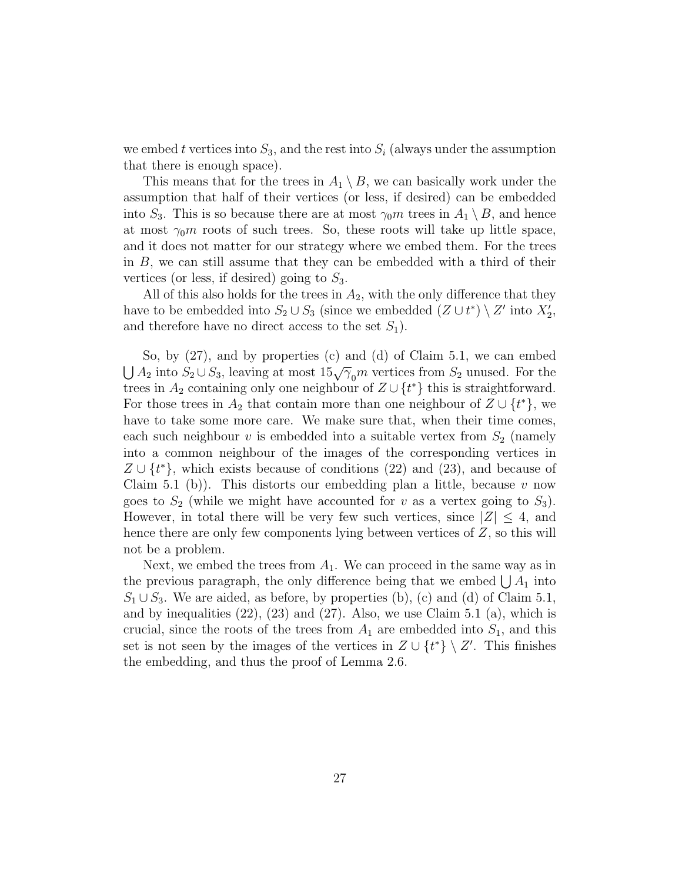we embed $t$ vertices into $S_3$, and the rest into $S_i$ (always under the assumption that there is enough space).

This means that for the trees in $A_1 \setminus B$, we can basically work under the assumption that half of their vertices (or less, if desired) can be embedded into $S_3$. This is so because there are at most $\gamma_0 m$ trees in $A_1 \setminus B$, and hence at most $\gamma_0 m$ roots of such trees. So, these roots will take up little space, and it does not matter for our strategy where we embed them. For the trees in $B$, we can still assume that they can be embedded with a third of their vertices (or less, if desired) going to $S_3$.

All of this also holds for the trees in $A_2$, with the only difference that they have to be embedded into $S_2 \cup S_3$ (since we embedded $(Z \cup t^*) \setminus Z'$ into $X_2'$, and therefore have no direct access to the set $S_1$).

So, by (27), and by properties (c) and (d) of Claim 5.1, we can embed $\bigcup A_2$ into $S_2 \cup S_3$, leaving at most $15\sqrt{\gamma}_0 m$ vertices from $S_2$ unused. For the trees in $A_2$ containing only one neighbour of $Z \cup \{t^*\}$ this is straightforward. For those trees in $A_2$ that contain more than one neighbour of $Z \cup \{t^*\}$, we have to take some more care. We make sure that, when their time comes, each such neighbour $v$ is embedded into a suitable vertex from $S_2$ (namely into a common neighbour of the images of the corresponding vertices in $Z \cup \{t^*\}$, which exists because of conditions (22) and (23), and because of Claim 5.1 (b)). This distorts our embedding plan a little, because $v$ now goes to $S_2$ (while we might have accounted for $v$ as a vertex going to $S_3$). However, in total there will be very few such vertices, since $|Z| \leq 4$, and hence there are only few components lying between vertices of $Z$, so this will not be a problem.

Next, we embed the trees from $A_1$. We can proceed in the same way as in the previous paragraph, the only difference being that we embed $\bigcup A_1$ into $S_1 \cup S_3$. We are aided, as before, by properties (b), (c) and (d) of Claim 5.1, and by inequalities (22), (23) and (27). Also, we use Claim 5.1 (a), which is crucial, since the roots of the trees from $A_1$ are embedded into $S_1$, and this set is not seen by the images of the vertices in $Z \cup \{t^*\} \setminus Z'$. This finishes the embedding, and thus the proof of Lemma 2.6.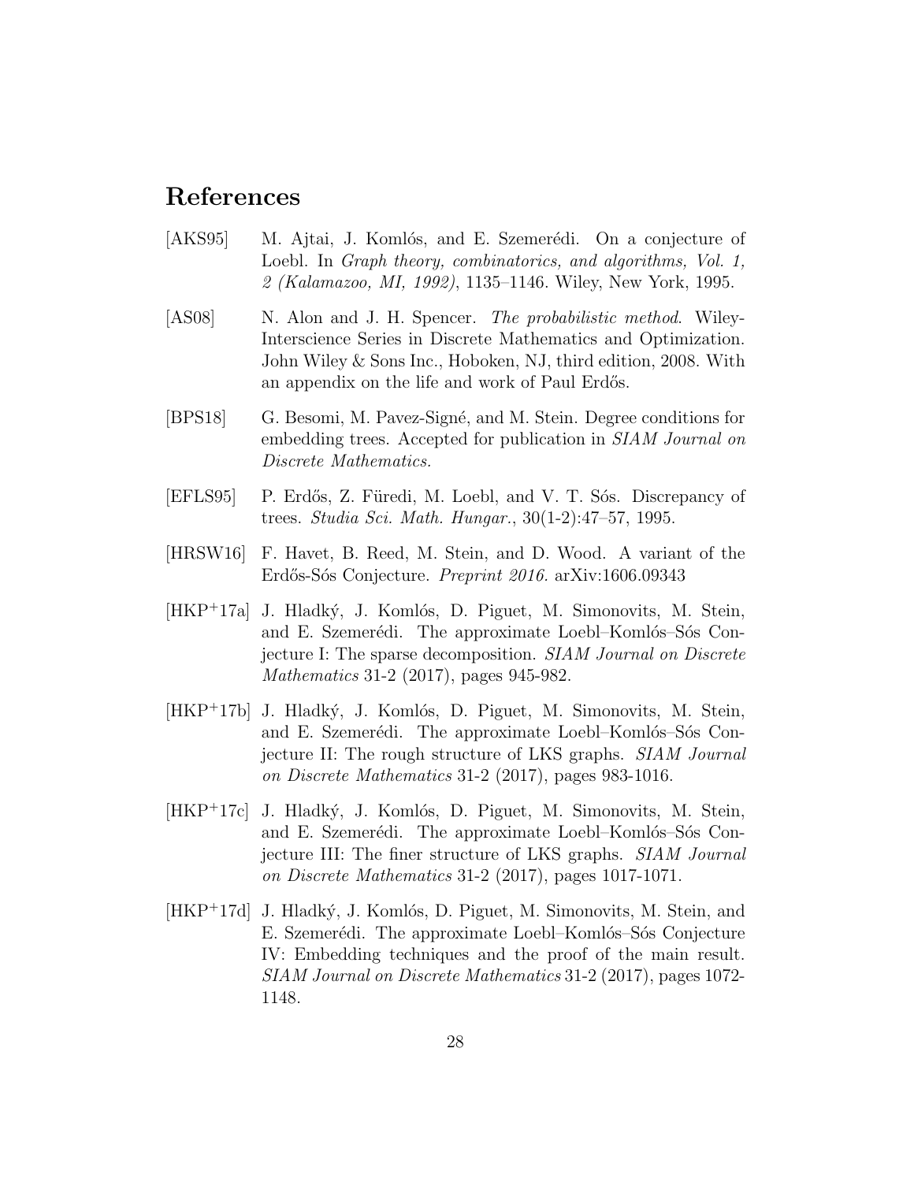# References

[AKS95] M. Ajtai, J. Komlós, and E. Szemerédi. On a conjecture of Loebl. In *Graph theory, combinatorics, and algorithms, Vol. 1, 2 (Kalamazoo, MI, 1992)*, 1135–1146. Wiley, New York, 1995.

[AS08] N. Alon and J. H. Spencer. *The probabilistic method*. Wiley-Interscience Series in Discrete Mathematics and Optimization. John Wiley & Sons Inc., Hoboken, NJ, third edition, 2008. With an appendix on the life and work of Paul Erdős.

[BPS18] G. Besomi, M. Pavez-Signé, and M. Stein. Degree conditions for embedding trees. Accepted for publication in *SIAM Journal on Discrete Mathematics.*

[EFLS95] P. Erdős, Z. Füredi, M. Loebl, and V. T. Sós. Discrepancy of trees. *Studia Sci. Math. Hungar.*, 30(1-2):47–57, 1995.

[HRSW16] F. Havet, B. Reed, M. Stein, and D. Wood. A variant of the Erdős-Sós Conjecture. *Preprint 2016.* arXiv:1606.09343

[HKP+17a] J. Hladký, J. Komlós, D. Piguet, M. Simonovits, M. Stein, and E. Szemerédi. The approximate Loebl–Komlós–Sós Conjecture I: The sparse decomposition. *SIAM Journal on Discrete Mathematics* 31-2 (2017), pages 945-982.

[HKP+17b] J. Hladký, J. Komlós, D. Piguet, M. Simonovits, M. Stein, and E. Szemerédi. The approximate Loebl–Komlós–Sós Conjecture II: The rough structure of LKS graphs. *SIAM Journal on Discrete Mathematics* 31-2 (2017), pages 983-1016.

[HKP+17c] J. Hladký, J. Komlós, D. Piguet, M. Simonovits, M. Stein, and E. Szemerédi. The approximate Loebl–Komlós–Sós Conjecture III: The finer structure of LKS graphs. *SIAM Journal on Discrete Mathematics* 31-2 (2017), pages 1017-1071.

[HKP+17d] J. Hladký, J. Komlós, D. Piguet, M. Simonovits, M. Stein, and E. Szemerédi. The approximate Loebl–Komlós–Sós Conjecture IV: Embedding techniques and the proof of the main result. *SIAM Journal on Discrete Mathematics* 31-2 (2017), pages 1072-1148.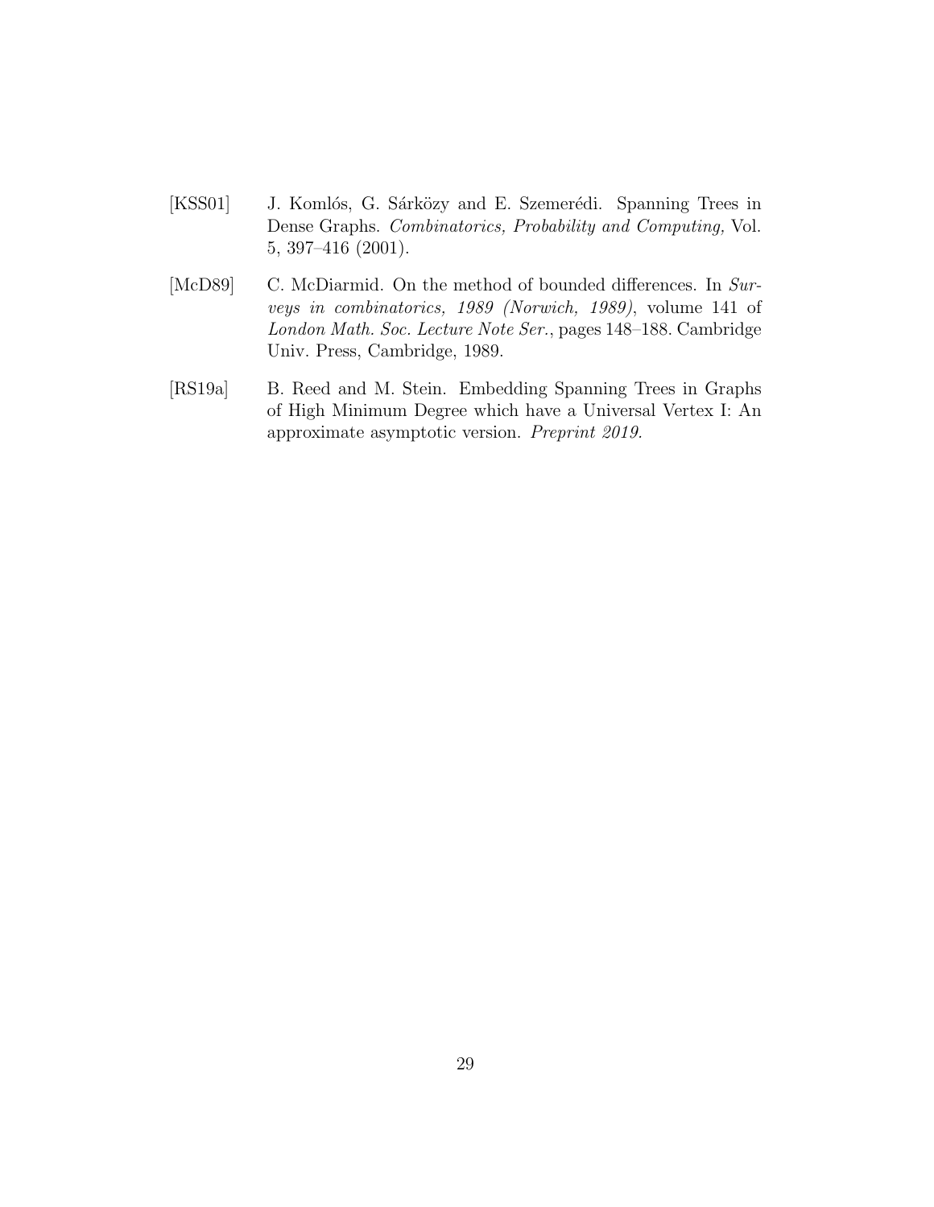[KSS01] J. Komlós, G. Sárközy and E. Szemerédi. Spanning Trees in Dense Graphs. *Combinatorics, Probability and Computing,* Vol. 5, 397–416 (2001).

[McD89] C. McDiarmid. On the method of bounded differences. In *Surveys in combinatorics, 1989 (Norwich, 1989)*, volume 141 of *London Math. Soc. Lecture Note Ser.*, pages 148–188. Cambridge Univ. Press, Cambridge, 1989.

[RS19a] B. Reed and M. Stein. Embedding Spanning Trees in Graphs of High Minimum Degree which have a Universal Vertex I: An approximate asymptotic version. *Preprint 2019.*